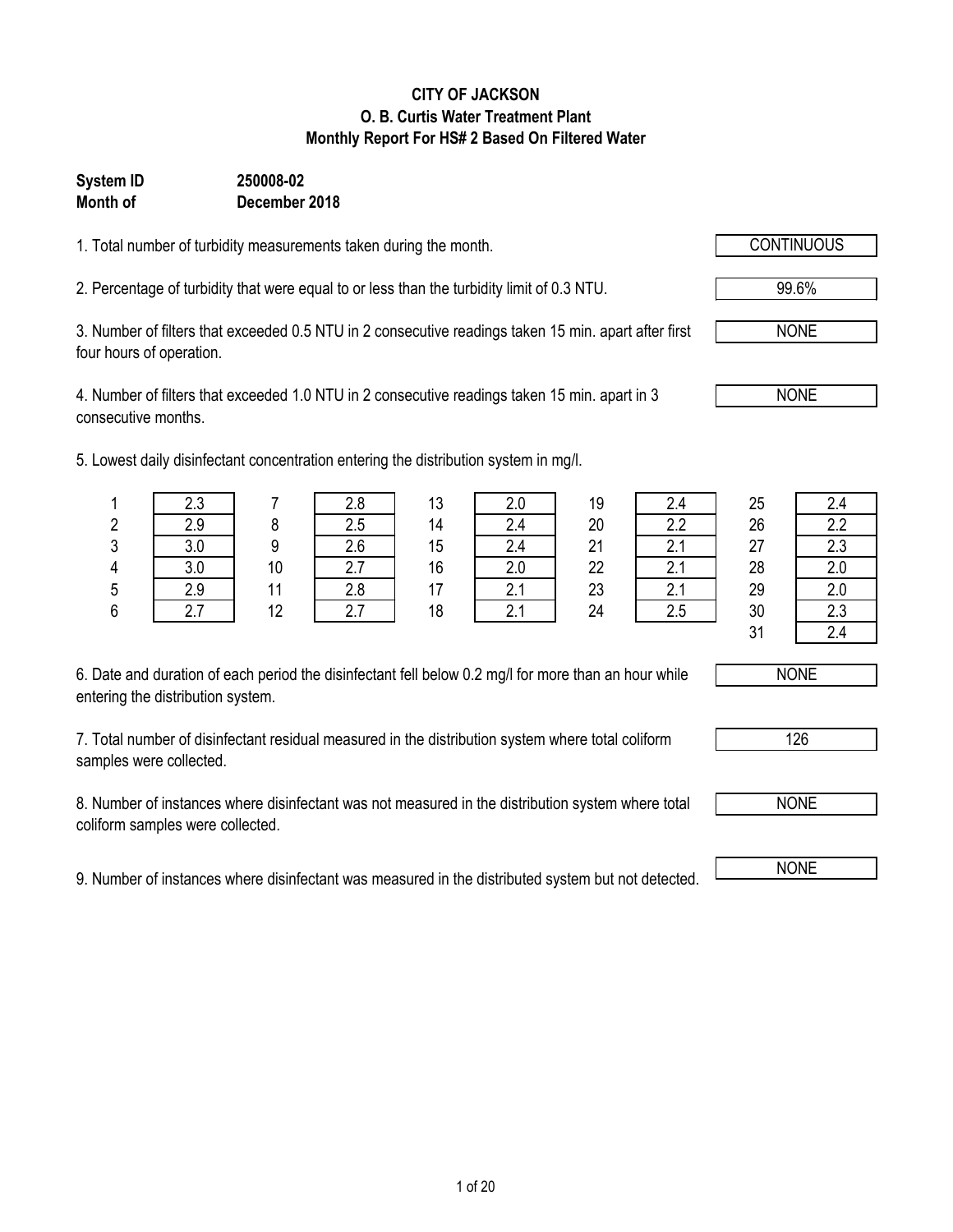# CITY OF JACKSON

## O. B. Curtis Water Treatment Plant

## Monthly Report For HS# 2 Based On Filtered Water

**System ID** **250008-02**

**Month of** **December 2018**

1. Total number of turbidity measurements taken during the month. CONTINUOUS

2. Percentage of turbidity that were equal to or less than the turbidity limit of 0.3 NTU. 99.6%

3. Number of filters that exceeded 0.5 NTU in 2 consecutive readings taken 15 min. apart after first four hours of operation. NONE

4. Number of filters that exceeded 1.0 NTU in 2 consecutive readings taken 15 min. apart in 3 consecutive months. NONE

5. Lowest daily disinfectant concentration entering the distribution system in mg/l.

| Day | mg/l | Day | mg/l | Day | mg/l | Day | mg/l | Day | mg/l |
|---|---|---|---|---|---|---|---|---|---|
| 1 | 2.3 | 7 | 2.8 | 13 | 2.0 | 19 | 2.4 | 25 | 2.4 |
| 2 | 2.9 | 8 | 2.5 | 14 | 2.4 | 20 | 2.2 | 26 | 2.2 |
| 3 | 3.0 | 9 | 2.6 | 15 | 2.4 | 21 | 2.1 | 27 | 2.3 |
| 4 | 3.0 | 10 | 2.7 | 16 | 2.0 | 22 | 2.1 | 28 | 2.0 |
| 5 | 2.9 | 11 | 2.8 | 17 | 2.1 | 23 | 2.1 | 29 | 2.0 |
| 6 | 2.7 | 12 | 2.7 | 18 | 2.1 | 24 | 2.5 | 30 | 2.3 |
| | | | | | | | | 31 | 2.4 |

6. Date and duration of each period the disinfectant fell below 0.2 mg/l for more than an hour while entering the distribution system. NONE

7. Total number of disinfectant residual measured in the distribution system where total coliform samples were collected. 126

8. Number of instances where disinfectant was not measured in the distribution system where total coliform samples were collected. NONE

9. Number of instances where disinfectant was measured in the distributed system but not detected. NONE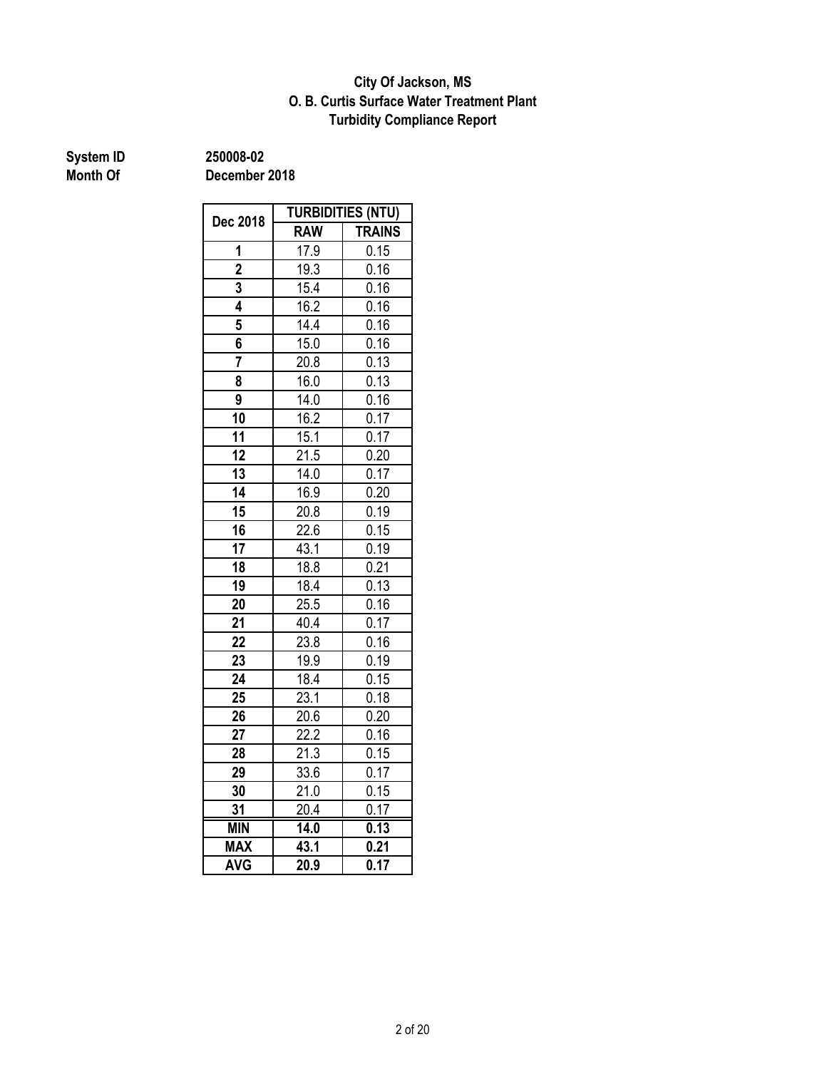**City Of Jackson, MS**
**O. B. Curtis Surface Water Treatment Plant**
**Turbidity Compliance Report**

**System ID** 250008-02
**Month Of** December 2018

| Dec 2018 | TURBIDITIES (NTU) | |
|---|---|---|
| | RAW | TRAINS |
| 1 | 17.9 | 0.15 |
| 2 | 19.3 | 0.16 |
| 3 | 15.4 | 0.16 |
| 4 | 16.2 | 0.16 |
| 5 | 14.4 | 0.16 |
| 6 | 15.0 | 0.16 |
| 7 | 20.8 | 0.13 |
| 8 | 16.0 | 0.13 |
| 9 | 14.0 | 0.16 |
| 10 | 16.2 | 0.17 |
| 11 | 15.1 | 0.17 |
| 12 | 21.5 | 0.20 |
| 13 | 14.0 | 0.17 |
| 14 | 16.9 | 0.20 |
| 15 | 20.8 | 0.19 |
| 16 | 22.6 | 0.15 |
| 17 | 43.1 | 0.19 |
| 18 | 18.8 | 0.21 |
| 19 | 18.4 | 0.13 |
| 20 | 25.5 | 0.16 |
| 21 | 40.4 | 0.17 |
| 22 | 23.8 | 0.16 |
| 23 | 19.9 | 0.19 |
| 24 | 18.4 | 0.15 |
| 25 | 23.1 | 0.18 |
| 26 | 20.6 | 0.20 |
| 27 | 22.2 | 0.16 |
| 28 | 21.3 | 0.15 |
| 29 | 33.6 | 0.17 |
| 30 | 21.0 | 0.15 |
| 31 | 20.4 | 0.17 |
| **MIN** | **14.0** | **0.13** |
| **MAX** | **43.1** | **0.21** |
| **AVG** | **20.9** | **0.17** |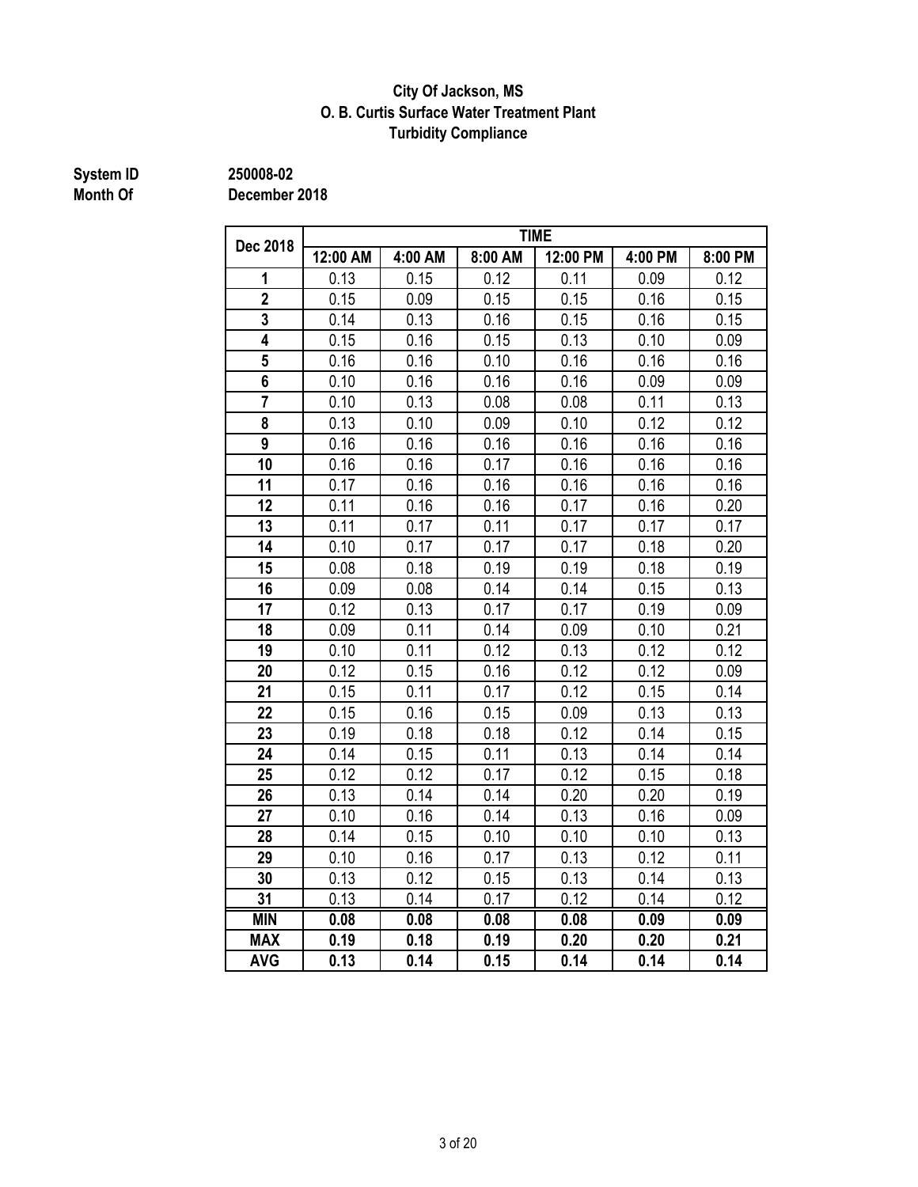# City Of Jackson, MS
## O. B. Curtis Surface Water Treatment Plant
## Turbidity Compliance

**System ID** 250008-02
**Month Of** December 2018

| Dec 2018 | TIME | | | | | |
|---|---|---|---|---|---|---|
| | 12:00 AM | 4:00 AM | 8:00 AM | 12:00 PM | 4:00 PM | 8:00 PM |
| **1** | 0.13 | 0.15 | 0.12 | 0.11 | 0.09 | 0.12 |
| **2** | 0.15 | 0.09 | 0.15 | 0.15 | 0.16 | 0.15 |
| **3** | 0.14 | 0.13 | 0.16 | 0.15 | 0.16 | 0.15 |
| **4** | 0.15 | 0.16 | 0.15 | 0.13 | 0.10 | 0.09 |
| **5** | 0.16 | 0.16 | 0.10 | 0.16 | 0.16 | 0.16 |
| **6** | 0.10 | 0.16 | 0.16 | 0.16 | 0.09 | 0.09 |
| **7** | 0.10 | 0.13 | 0.08 | 0.08 | 0.11 | 0.13 |
| **8** | 0.13 | 0.10 | 0.09 | 0.10 | 0.12 | 0.12 |
| **9** | 0.16 | 0.16 | 0.16 | 0.16 | 0.16 | 0.16 |
| **10** | 0.16 | 0.16 | 0.17 | 0.16 | 0.16 | 0.16 |
| **11** | 0.17 | 0.16 | 0.16 | 0.16 | 0.16 | 0.16 |
| **12** | 0.11 | 0.16 | 0.16 | 0.17 | 0.16 | 0.20 |
| **13** | 0.11 | 0.17 | 0.11 | 0.17 | 0.17 | 0.17 |
| **14** | 0.10 | 0.17 | 0.17 | 0.17 | 0.18 | 0.20 |
| **15** | 0.08 | 0.18 | 0.19 | 0.19 | 0.18 | 0.19 |
| **16** | 0.09 | 0.08 | 0.14 | 0.14 | 0.15 | 0.13 |
| **17** | 0.12 | 0.13 | 0.17 | 0.17 | 0.19 | 0.09 |
| **18** | 0.09 | 0.11 | 0.14 | 0.09 | 0.10 | 0.21 |
| **19** | 0.10 | 0.11 | 0.12 | 0.13 | 0.12 | 0.12 |
| **20** | 0.12 | 0.15 | 0.16 | 0.12 | 0.12 | 0.09 |
| **21** | 0.15 | 0.11 | 0.17 | 0.12 | 0.15 | 0.14 |
| **22** | 0.15 | 0.16 | 0.15 | 0.09 | 0.13 | 0.13 |
| **23** | 0.19 | 0.18 | 0.18 | 0.12 | 0.14 | 0.15 |
| **24** | 0.14 | 0.15 | 0.11 | 0.13 | 0.14 | 0.14 |
| **25** | 0.12 | 0.12 | 0.17 | 0.12 | 0.15 | 0.18 |
| **26** | 0.13 | 0.14 | 0.14 | 0.20 | 0.20 | 0.19 |
| **27** | 0.10 | 0.16 | 0.14 | 0.13 | 0.16 | 0.09 |
| **28** | 0.14 | 0.15 | 0.10 | 0.10 | 0.10 | 0.13 |
| **29** | 0.10 | 0.16 | 0.17 | 0.13 | 0.12 | 0.11 |
| **30** | 0.13 | 0.12 | 0.15 | 0.13 | 0.14 | 0.13 |
| **31** | 0.13 | 0.14 | 0.17 | 0.12 | 0.14 | 0.12 |
| **MIN** | **0.08** | **0.08** | **0.08** | **0.08** | **0.09** | **0.09** |
| **MAX** | **0.19** | **0.18** | **0.19** | **0.20** | **0.20** | **0.21** |
| **AVG** | **0.13** | **0.14** | **0.15** | **0.14** | **0.14** | **0.14** |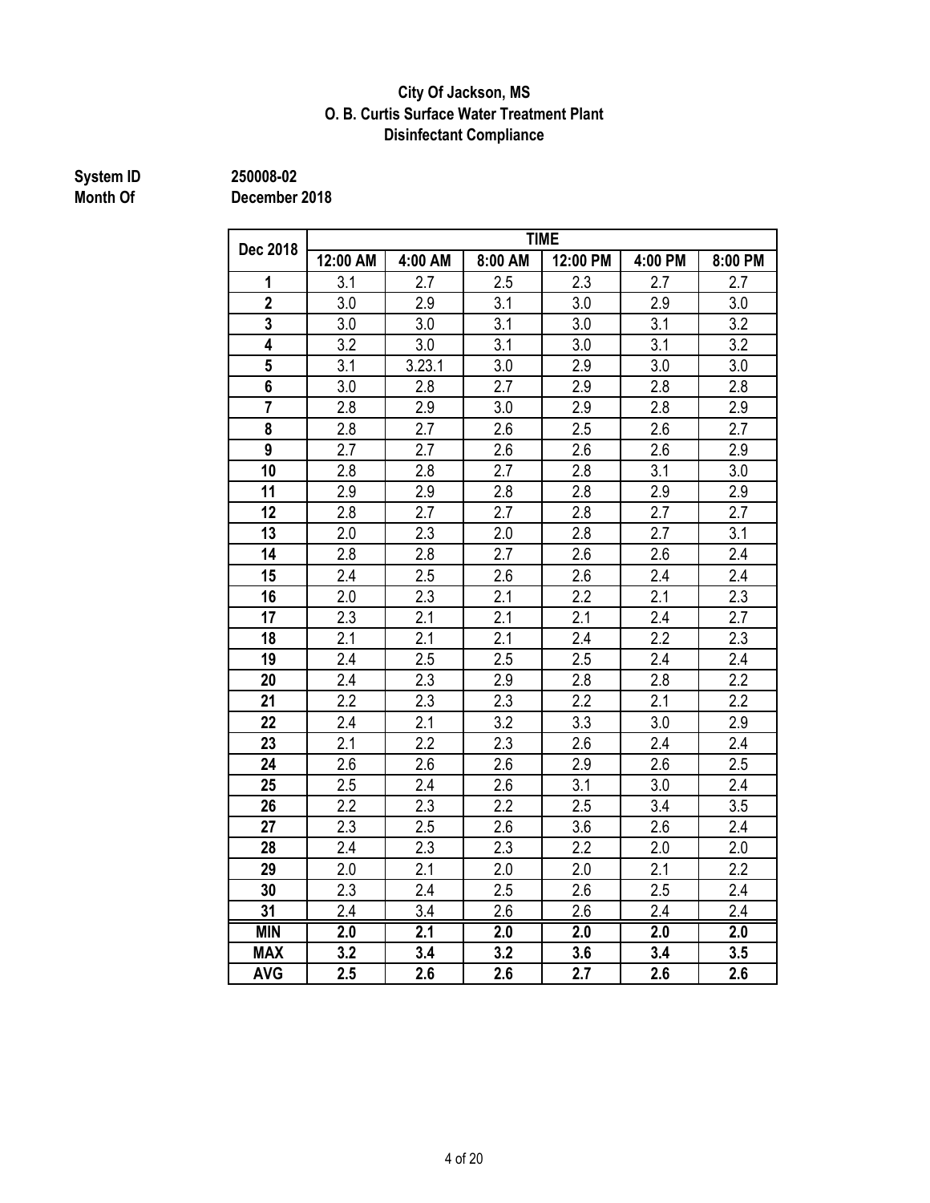**City Of Jackson, MS**
**O. B. Curtis Surface Water Treatment Plant**
**Disinfectant Compliance**

**System ID** 250008-02
**Month Of** December 2018

| Dec 2018 | TIME | | | | | |
|---|---|---|---|---|---|---|
| | 12:00 AM | 4:00 AM | 8:00 AM | 12:00 PM | 4:00 PM | 8:00 PM |
| 1 | 3.1 | 2.7 | 2.5 | 2.3 | 2.7 | 2.7 |
| 2 | 3.0 | 2.9 | 3.1 | 3.0 | 2.9 | 3.0 |
| 3 | 3.0 | 3.0 | 3.1 | 3.0 | 3.1 | 3.2 |
| 4 | 3.2 | 3.0 | 3.1 | 3.0 | 3.1 | 3.2 |
| 5 | 3.1 | 3.23.1 | 3.0 | 2.9 | 3.0 | 3.0 |
| 6 | 3.0 | 2.8 | 2.7 | 2.9 | 2.8 | 2.8 |
| 7 | 2.8 | 2.9 | 3.0 | 2.9 | 2.8 | 2.9 |
| 8 | 2.8 | 2.7 | 2.6 | 2.5 | 2.6 | 2.7 |
| 9 | 2.7 | 2.7 | 2.6 | 2.6 | 2.6 | 2.9 |
| 10 | 2.8 | 2.8 | 2.7 | 2.8 | 3.1 | 3.0 |
| 11 | 2.9 | 2.9 | 2.8 | 2.8 | 2.9 | 2.9 |
| 12 | 2.8 | 2.7 | 2.7 | 2.8 | 2.7 | 2.7 |
| 13 | 2.0 | 2.3 | 2.0 | 2.8 | 2.7 | 3.1 |
| 14 | 2.8 | 2.8 | 2.7 | 2.6 | 2.6 | 2.4 |
| 15 | 2.4 | 2.5 | 2.6 | 2.6 | 2.4 | 2.4 |
| 16 | 2.0 | 2.3 | 2.1 | 2.2 | 2.1 | 2.3 |
| 17 | 2.3 | 2.1 | 2.1 | 2.1 | 2.4 | 2.7 |
| 18 | 2.1 | 2.1 | 2.1 | 2.4 | 2.2 | 2.3 |
| 19 | 2.4 | 2.5 | 2.5 | 2.5 | 2.4 | 2.4 |
| 20 | 2.4 | 2.3 | 2.9 | 2.8 | 2.8 | 2.2 |
| 21 | 2.2 | 2.3 | 2.3 | 2.2 | 2.1 | 2.2 |
| 22 | 2.4 | 2.1 | 3.2 | 3.3 | 3.0 | 2.9 |
| 23 | 2.1 | 2.2 | 2.3 | 2.6 | 2.4 | 2.4 |
| 24 | 2.6 | 2.6 | 2.6 | 2.9 | 2.6 | 2.5 |
| 25 | 2.5 | 2.4 | 2.6 | 3.1 | 3.0 | 2.4 |
| 26 | 2.2 | 2.3 | 2.2 | 2.5 | 3.4 | 3.5 |
| 27 | 2.3 | 2.5 | 2.6 | 3.6 | 2.6 | 2.4 |
| 28 | 2.4 | 2.3 | 2.3 | 2.2 | 2.0 | 2.0 |
| 29 | 2.0 | 2.1 | 2.0 | 2.0 | 2.1 | 2.2 |
| 30 | 2.3 | 2.4 | 2.5 | 2.6 | 2.5 | 2.4 |
| 31 | 2.4 | 3.4 | 2.6 | 2.6 | 2.4 | 2.4 |
| **MIN** | **2.0** | **2.1** | **2.0** | **2.0** | **2.0** | **2.0** |
| **MAX** | **3.2** | **3.4** | **3.2** | **3.6** | **3.4** | **3.5** |
| **AVG** | **2.5** | **2.6** | **2.6** | **2.7** | **2.6** | **2.6** |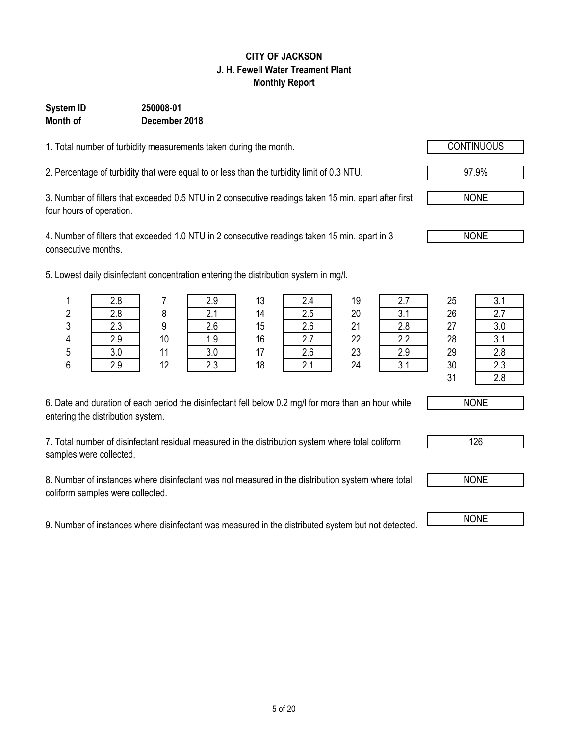**CITY OF JACKSON**
**J. H. Fewell Water Treament Plant**
**Monthly Report**

**System ID** 250008-01
**Month of** December 2018

1. Total number of turbidity measurements taken during the month. **CONTINUOUS**

2. Percentage of turbidity that were equal to or less than the turbidity limit of 0.3 NTU. **97.9%**

3. Number of filters that exceeded 0.5 NTU in 2 consecutive readings taken 15 min. apart after first four hours of operation. **NONE**

4. Number of filters that exceeded 1.0 NTU in 2 consecutive readings taken 15 min. apart in 3 consecutive months. **NONE**

5. Lowest daily disinfectant concentration entering the distribution system in mg/l.

| Day | mg/l | Day | mg/l | Day | mg/l | Day | mg/l | Day | mg/l |
|---|---|---|---|---|---|---|---|---|---|
| 1 | 2.8 | 7 | 2.9 | 13 | 2.4 | 19 | 2.7 | 25 | 3.1 |
| 2 | 2.8 | 8 | 2.1 | 14 | 2.5 | 20 | 3.1 | 26 | 2.7 |
| 3 | 2.3 | 9 | 2.6 | 15 | 2.6 | 21 | 2.8 | 27 | 3.0 |
| 4 | 2.9 | 10 | 1.9 | 16 | 2.7 | 22 | 2.2 | 28 | 3.1 |
| 5 | 3.0 | 11 | 3.0 | 17 | 2.6 | 23 | 2.9 | 29 | 2.8 |
| 6 | 2.9 | 12 | 2.3 | 18 | 2.1 | 24 | 3.1 | 30 | 2.3 |
| | | | | | | | | 31 | 2.8 |

6. Date and duration of each period the disinfectant fell below 0.2 mg/l for more than an hour while entering the distribution system. **NONE**

7. Total number of disinfectant residual measured in the distribution system where total coliform samples were collected. **126**

8. Number of instances where disinfectant was not measured in the distribution system where total coliform samples were collected. **NONE**

9. Number of instances where disinfectant was measured in the distributed system but not detected. **NONE**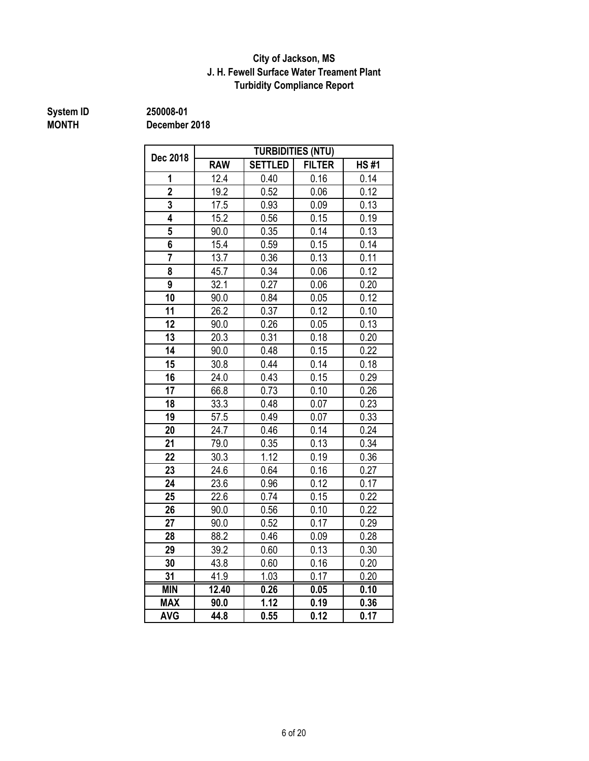**City of Jackson, MS**
**J. H. Fewell Surface Water Treament Plant**
**Turbidity Compliance Report**

**System ID** 250008-01
**MONTH** December 2018

| Dec 2018 | TURBIDITIES (NTU) | | | |
|---|---|---|---|---|
| | RAW | SETTLED | FILTER | HS #1 |
| 1 | 12.4 | 0.40 | 0.16 | 0.14 |
| 2 | 19.2 | 0.52 | 0.06 | 0.12 |
| 3 | 17.5 | 0.93 | 0.09 | 0.13 |
| 4 | 15.2 | 0.56 | 0.15 | 0.19 |
| 5 | 90.0 | 0.35 | 0.14 | 0.13 |
| 6 | 15.4 | 0.59 | 0.15 | 0.14 |
| 7 | 13.7 | 0.36 | 0.13 | 0.11 |
| 8 | 45.7 | 0.34 | 0.06 | 0.12 |
| 9 | 32.1 | 0.27 | 0.06 | 0.20 |
| 10 | 90.0 | 0.84 | 0.05 | 0.12 |
| 11 | 26.2 | 0.37 | 0.12 | 0.10 |
| 12 | 90.0 | 0.26 | 0.05 | 0.13 |
| 13 | 20.3 | 0.31 | 0.18 | 0.20 |
| 14 | 90.0 | 0.48 | 0.15 | 0.22 |
| 15 | 30.8 | 0.44 | 0.14 | 0.18 |
| 16 | 24.0 | 0.43 | 0.15 | 0.29 |
| 17 | 66.8 | 0.73 | 0.10 | 0.26 |
| 18 | 33.3 | 0.48 | 0.07 | 0.23 |
| 19 | 57.5 | 0.49 | 0.07 | 0.33 |
| 20 | 24.7 | 0.46 | 0.14 | 0.24 |
| 21 | 79.0 | 0.35 | 0.13 | 0.34 |
| 22 | 30.3 | 1.12 | 0.19 | 0.36 |
| 23 | 24.6 | 0.64 | 0.16 | 0.27 |
| 24 | 23.6 | 0.96 | 0.12 | 0.17 |
| 25 | 22.6 | 0.74 | 0.15 | 0.22 |
| 26 | 90.0 | 0.56 | 0.10 | 0.22 |
| 27 | 90.0 | 0.52 | 0.17 | 0.29 |
| 28 | 88.2 | 0.46 | 0.09 | 0.28 |
| 29 | 39.2 | 0.60 | 0.13 | 0.30 |
| 30 | 43.8 | 0.60 | 0.16 | 0.20 |
| 31 | 41.9 | 1.03 | 0.17 | 0.20 |
| **MIN** | **12.40** | **0.26** | **0.05** | **0.10** |
| **MAX** | **90.0** | **1.12** | **0.19** | **0.36** |
| **AVG** | **44.8** | **0.55** | **0.12** | **0.17** |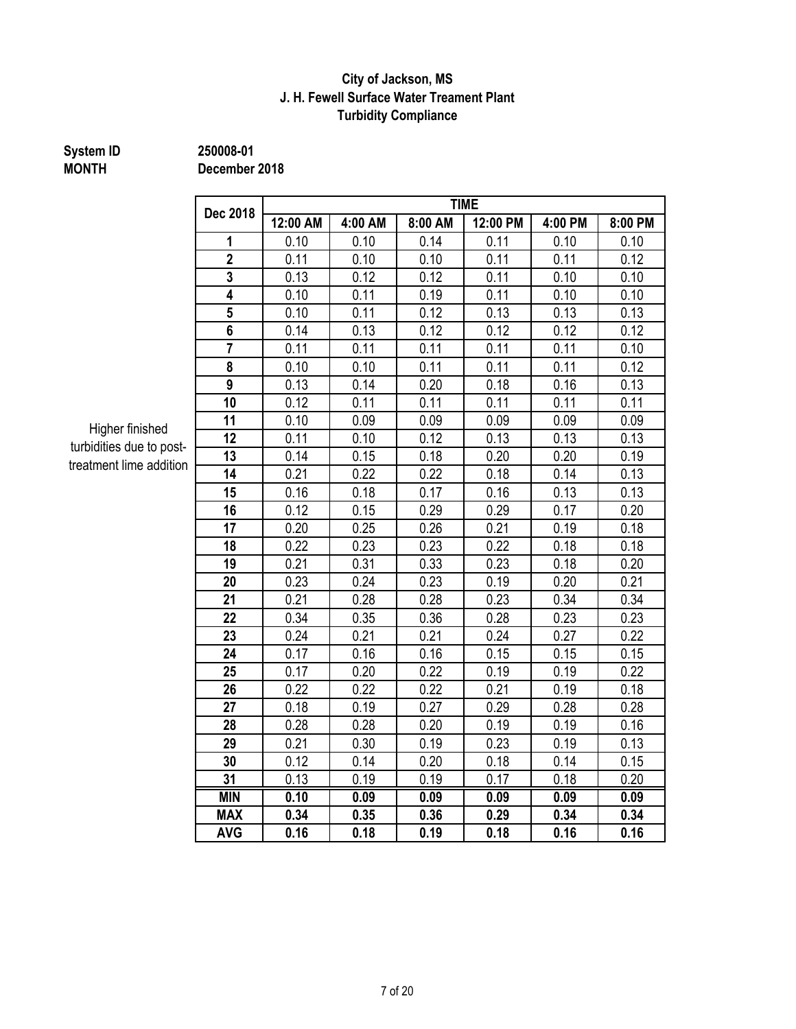**City of Jackson, MS**
**J. H. Fewell Surface Water Treament Plant**
**Turbidity Compliance**

**System ID** **250008-01**
**MONTH** **December 2018**

Higher finished turbidities due to post-treatment lime addition

| Dec 2018 | TIME | | | | | |
|---|---|---|---|---|---|---|
| | 12:00 AM | 4:00 AM | 8:00 AM | 12:00 PM | 4:00 PM | 8:00 PM |
| 1 | 0.10 | 0.10 | 0.14 | 0.11 | 0.10 | 0.10 |
| 2 | 0.11 | 0.10 | 0.10 | 0.11 | 0.11 | 0.12 |
| 3 | 0.13 | 0.12 | 0.12 | 0.11 | 0.10 | 0.10 |
| 4 | 0.10 | 0.11 | 0.19 | 0.11 | 0.10 | 0.10 |
| 5 | 0.10 | 0.11 | 0.12 | 0.13 | 0.13 | 0.13 |
| 6 | 0.14 | 0.13 | 0.12 | 0.12 | 0.12 | 0.12 |
| 7 | 0.11 | 0.11 | 0.11 | 0.11 | 0.11 | 0.10 |
| 8 | 0.10 | 0.10 | 0.11 | 0.11 | 0.11 | 0.12 |
| 9 | 0.13 | 0.14 | 0.20 | 0.18 | 0.16 | 0.13 |
| 10 | 0.12 | 0.11 | 0.11 | 0.11 | 0.11 | 0.11 |
| 11 | 0.10 | 0.09 | 0.09 | 0.09 | 0.09 | 0.09 |
| 12 | 0.11 | 0.10 | 0.12 | 0.13 | 0.13 | 0.13 |
| 13 | 0.14 | 0.15 | 0.18 | 0.20 | 0.20 | 0.19 |
| 14 | 0.21 | 0.22 | 0.22 | 0.18 | 0.14 | 0.13 |
| 15 | 0.16 | 0.18 | 0.17 | 0.16 | 0.13 | 0.13 |
| 16 | 0.12 | 0.15 | 0.29 | 0.29 | 0.17 | 0.20 |
| 17 | 0.20 | 0.25 | 0.26 | 0.21 | 0.19 | 0.18 |
| 18 | 0.22 | 0.23 | 0.23 | 0.22 | 0.18 | 0.18 |
| 19 | 0.21 | 0.31 | 0.33 | 0.23 | 0.18 | 0.20 |
| 20 | 0.23 | 0.24 | 0.23 | 0.19 | 0.20 | 0.21 |
| 21 | 0.21 | 0.28 | 0.28 | 0.23 | 0.34 | 0.34 |
| 22 | 0.34 | 0.35 | 0.36 | 0.28 | 0.23 | 0.23 |
| 23 | 0.24 | 0.21 | 0.21 | 0.24 | 0.27 | 0.22 |
| 24 | 0.17 | 0.16 | 0.16 | 0.15 | 0.15 | 0.15 |
| 25 | 0.17 | 0.20 | 0.22 | 0.19 | 0.19 | 0.22 |
| 26 | 0.22 | 0.22 | 0.22 | 0.21 | 0.19 | 0.18 |
| 27 | 0.18 | 0.19 | 0.27 | 0.29 | 0.28 | 0.28 |
| 28 | 0.28 | 0.28 | 0.20 | 0.19 | 0.19 | 0.16 |
| 29 | 0.21 | 0.30 | 0.19 | 0.23 | 0.19 | 0.13 |
| 30 | 0.12 | 0.14 | 0.20 | 0.18 | 0.14 | 0.15 |
| 31 | 0.13 | 0.19 | 0.19 | 0.17 | 0.18 | 0.20 |
| **MIN** | **0.10** | **0.09** | **0.09** | **0.09** | **0.09** | **0.09** |
| **MAX** | **0.34** | **0.35** | **0.36** | **0.29** | **0.34** | **0.34** |
| **AVG** | **0.16** | **0.18** | **0.19** | **0.18** | **0.16** | **0.16** |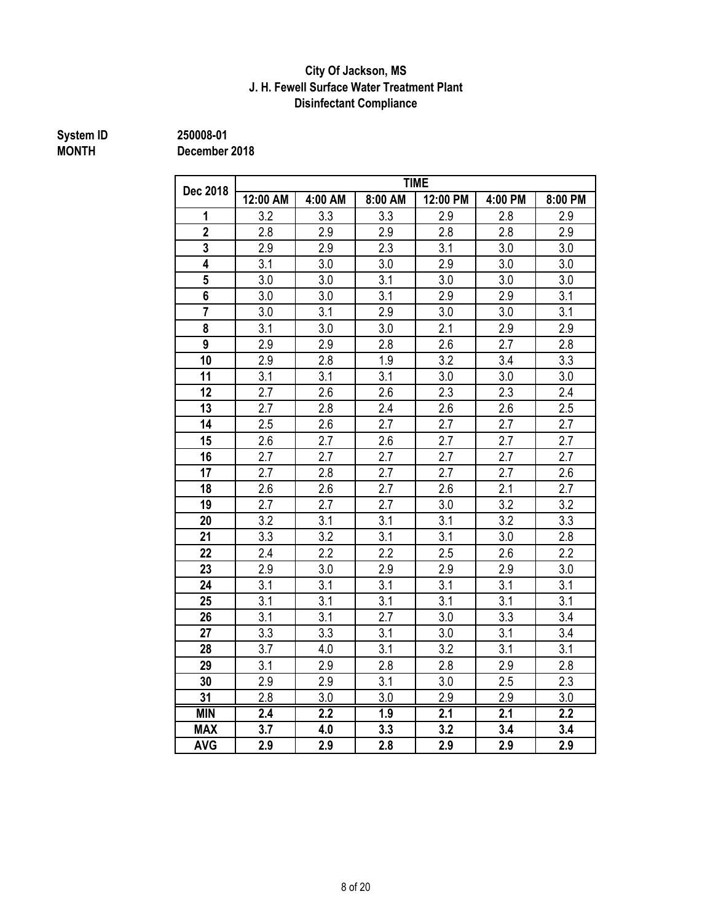**City Of Jackson, MS**
**J. H. Fewell Surface Water Treatment Plant**
**Disinfectant Compliance**

**System ID** 250008-01
**MONTH** December 2018

| Dec 2018 | TIME | | | | | |
|---|---|---|---|---|---|---|
| | 12:00 AM | 4:00 AM | 8:00 AM | 12:00 PM | 4:00 PM | 8:00 PM |
| 1 | 3.2 | 3.3 | 3.3 | 2.9 | 2.8 | 2.9 |
| 2 | 2.8 | 2.9 | 2.9 | 2.8 | 2.8 | 2.9 |
| 3 | 2.9 | 2.9 | 2.3 | 3.1 | 3.0 | 3.0 |
| 4 | 3.1 | 3.0 | 3.0 | 2.9 | 3.0 | 3.0 |
| 5 | 3.0 | 3.0 | 3.1 | 3.0 | 3.0 | 3.0 |
| 6 | 3.0 | 3.0 | 3.1 | 2.9 | 2.9 | 3.1 |
| 7 | 3.0 | 3.1 | 2.9 | 3.0 | 3.0 | 3.1 |
| 8 | 3.1 | 3.0 | 3.0 | 2.1 | 2.9 | 2.9 |
| 9 | 2.9 | 2.9 | 2.8 | 2.6 | 2.7 | 2.8 |
| 10 | 2.9 | 2.8 | 1.9 | 3.2 | 3.4 | 3.3 |
| 11 | 3.1 | 3.1 | 3.1 | 3.0 | 3.0 | 3.0 |
| 12 | 2.7 | 2.6 | 2.6 | 2.3 | 2.3 | 2.4 |
| 13 | 2.7 | 2.8 | 2.4 | 2.6 | 2.6 | 2.5 |
| 14 | 2.5 | 2.6 | 2.7 | 2.7 | 2.7 | 2.7 |
| 15 | 2.6 | 2.7 | 2.6 | 2.7 | 2.7 | 2.7 |
| 16 | 2.7 | 2.7 | 2.7 | 2.7 | 2.7 | 2.7 |
| 17 | 2.7 | 2.8 | 2.7 | 2.7 | 2.7 | 2.6 |
| 18 | 2.6 | 2.6 | 2.7 | 2.6 | 2.1 | 2.7 |
| 19 | 2.7 | 2.7 | 2.7 | 3.0 | 3.2 | 3.2 |
| 20 | 3.2 | 3.1 | 3.1 | 3.1 | 3.2 | 3.3 |
| 21 | 3.3 | 3.2 | 3.1 | 3.1 | 3.0 | 2.8 |
| 22 | 2.4 | 2.2 | 2.2 | 2.5 | 2.6 | 2.2 |
| 23 | 2.9 | 3.0 | 2.9 | 2.9 | 2.9 | 3.0 |
| 24 | 3.1 | 3.1 | 3.1 | 3.1 | 3.1 | 3.1 |
| 25 | 3.1 | 3.1 | 3.1 | 3.1 | 3.1 | 3.1 |
| 26 | 3.1 | 3.1 | 2.7 | 3.0 | 3.3 | 3.4 |
| 27 | 3.3 | 3.3 | 3.1 | 3.0 | 3.1 | 3.4 |
| 28 | 3.7 | 4.0 | 3.1 | 3.2 | 3.1 | 3.1 |
| 29 | 3.1 | 2.9 | 2.8 | 2.8 | 2.9 | 2.8 |
| 30 | 2.9 | 2.9 | 3.1 | 3.0 | 2.5 | 2.3 |
| 31 | 2.8 | 3.0 | 3.0 | 2.9 | 2.9 | 3.0 |
| **MIN** | **2.4** | **2.2** | **1.9** | **2.1** | **2.1** | **2.2** |
| **MAX** | **3.7** | **4.0** | **3.3** | **3.2** | **3.4** | **3.4** |
| **AVG** | **2.9** | **2.9** | **2.8** | **2.9** | **2.9** | **2.9** |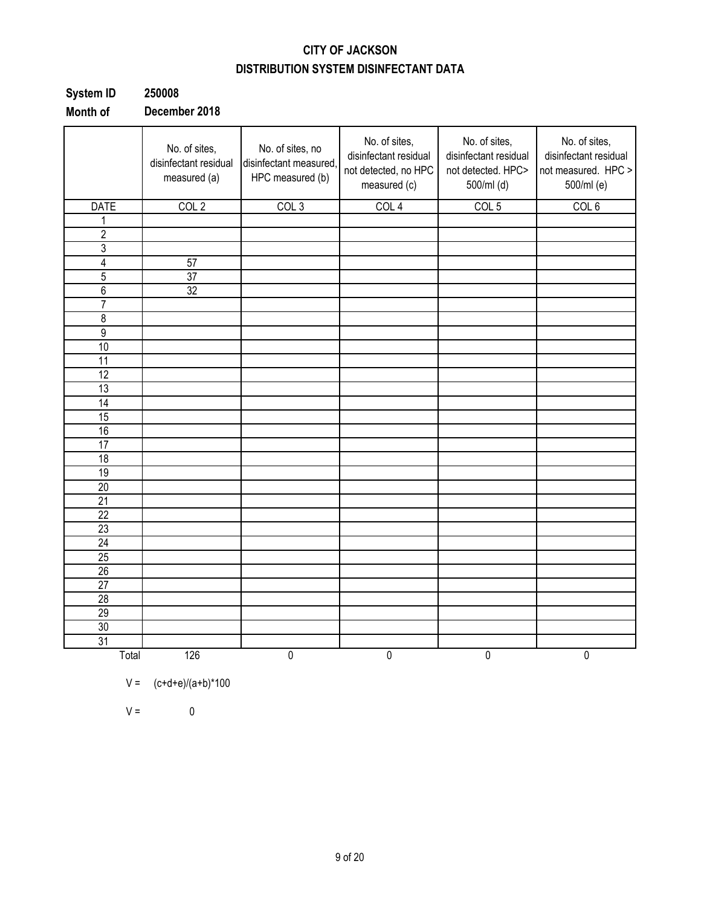**CITY OF JACKSON**

**DISTRIBUTION SYSTEM DISINFECTANT DATA**

**System ID** **250008**

**Month of** **December 2018**

| | No. of sites, disinfectant residual measured (a) | No. of sites, no disinfectant measured, HPC measured (b) | No. of sites, disinfectant residual not detected, no HPC measured (c) | No. of sites, disinfectant residual not detected. HPC> 500/ml (d) | No. of sites, disinfectant residual not measured. HPC > 500/ml (e) |
|---|---|---|---|---|---|
| DATE | COL 2 | COL 3 | COL 4 | COL 5 | COL 6 |
| 1 | | | | | |
| 2 | | | | | |
| 3 | | | | | |
| 4 | 57 | | | | |
| 5 | 37 | | | | |
| 6 | 32 | | | | |
| 7 | | | | | |
| 8 | | | | | |
| 9 | | | | | |
| 10 | | | | | |
| 11 | | | | | |
| 12 | | | | | |
| 13 | | | | | |
| 14 | | | | | |
| 15 | | | | | |
| 16 | | | | | |
| 17 | | | | | |
| 18 | | | | | |
| 19 | | | | | |
| 20 | | | | | |
| 21 | | | | | |
| 22 | | | | | |
| 23 | | | | | |
| 24 | | | | | |
| 25 | | | | | |
| 26 | | | | | |
| 27 | | | | | |
| 28 | | | | | |
| 29 | | | | | |
| 30 | | | | | |
| 31 | | | | | |
| Total | 126 | 0 | 0 | 0 | 0 |

V = (c+d+e)/(a+b)*100

V = 0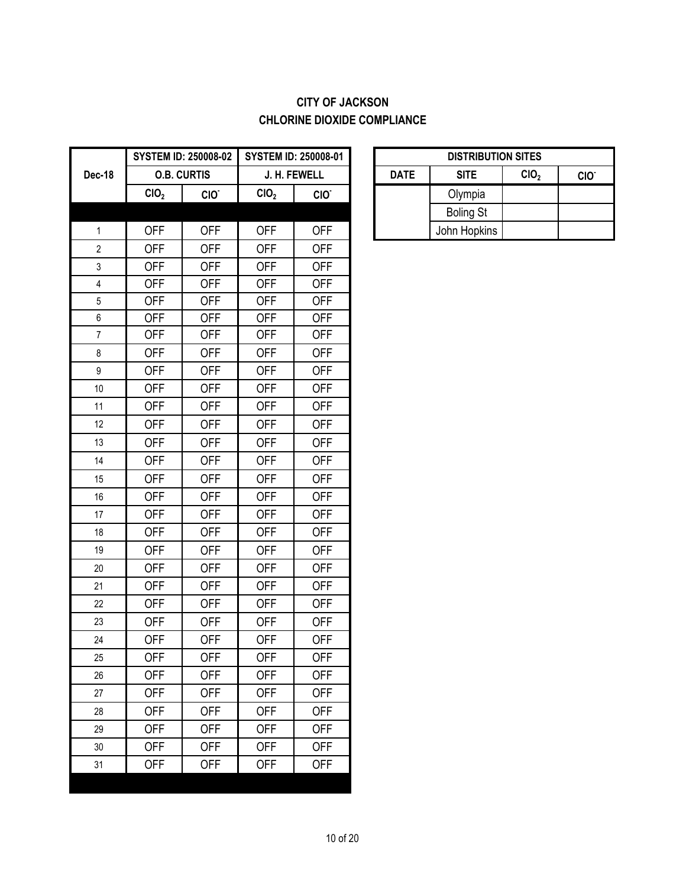**CITY OF JACKSON**
**CHLORINE DIOXIDE COMPLIANCE**

| Dec-18 | SYSTEM ID: 250008-02 | | SYSTEM ID: 250008-01 | |
|---|---|---|---|---|
| | O.B. CURTIS | | J. H. FEWELL | |
| | $ClO_2$ | $ClO^-$ | $ClO_2$ | $ClO^-$ |
| 1 | OFF | OFF | OFF | OFF |
| 2 | OFF | OFF | OFF | OFF |
| 3 | OFF | OFF | OFF | OFF |
| 4 | OFF | OFF | OFF | OFF |
| 5 | OFF | OFF | OFF | OFF |
| 6 | OFF | OFF | OFF | OFF |
| 7 | OFF | OFF | OFF | OFF |
| 8 | OFF | OFF | OFF | OFF |
| 9 | OFF | OFF | OFF | OFF |
| 10 | OFF | OFF | OFF | OFF |
| 11 | OFF | OFF | OFF | OFF |
| 12 | OFF | OFF | OFF | OFF |
| 13 | OFF | OFF | OFF | OFF |
| 14 | OFF | OFF | OFF | OFF |
| 15 | OFF | OFF | OFF | OFF |
| 16 | OFF | OFF | OFF | OFF |
| 17 | OFF | OFF | OFF | OFF |
| 18 | OFF | OFF | OFF | OFF |
| 19 | OFF | OFF | OFF | OFF |
| 20 | OFF | OFF | OFF | OFF |
| 21 | OFF | OFF | OFF | OFF |
| 22 | OFF | OFF | OFF | OFF |
| 23 | OFF | OFF | OFF | OFF |
| 24 | OFF | OFF | OFF | OFF |
| 25 | OFF | OFF | OFF | OFF |
| 26 | OFF | OFF | OFF | OFF |
| 27 | OFF | OFF | OFF | OFF |
| 28 | OFF | OFF | OFF | OFF |
| 29 | OFF | OFF | OFF | OFF |
| 30 | OFF | OFF | OFF | OFF |
| 31 | OFF | OFF | OFF | OFF |

| DISTRIBUTION SITES | | | |
|---|---|---|---|
| DATE | SITE | $ClO_2$ | $ClO^-$ |
| | Olympia | | |
| | Boling St | | |
| | John Hopkins | | |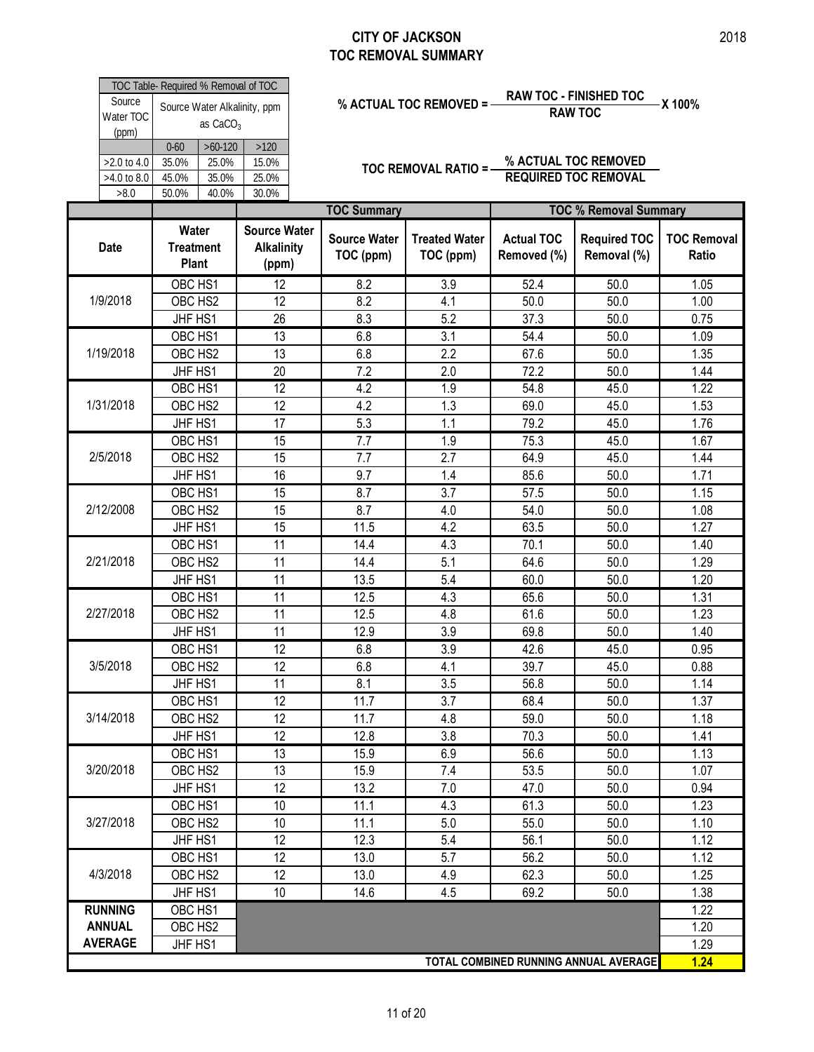# CITY OF JACKSON
# TOC REMOVAL SUMMARY

2018

| TOC Table- Required % Removal of TOC | | | |
|---|---|---|---|
| Source Water TOC (ppm) | Source Water Alkalinity, ppm as $CaCO_3$ | | |
| | 0-60 | >60-120 | >120 |
| >2.0 to 4.0 | 35.0% | 25.0% | 15.0% |
| >4.0 to 8.0 | 45.0% | 35.0% | 25.0% |
| >8.0 | 50.0% | 40.0% | 30.0% |

$$\% \text{ ACTUAL TOC REMOVED} = \frac{\text{RAW TOC - FINISHED TOC}}{\text{RAW TOC}} \text{ X } 100\%$$

$$\text{TOC REMOVAL RATIO} = \frac{\% \text{ ACTUAL TOC REMOVED}}{\text{REQUIRED TOC REMOVAL}}$$

| | | | TOC Summary | | TOC % Removal Summary | | |
|---|---|---|---|---|---|---|---|
| **Date** | **Water Treatment Plant** | **Source Water Alkalinity (ppm)** | **Source Water TOC (ppm)** | **Treated Water TOC (ppm)** | **Actual TOC Removed (%)** | **Required TOC Removal (%)** | **TOC Removal Ratio** |
| 1/9/2018 | OBC HS1 | 12 | 8.2 | 3.9 | 52.4 | 50.0 | 1.05 |
| | OBC HS2 | 12 | 8.2 | 4.1 | 50.0 | 50.0 | 1.00 |
| | JHF HS1 | 26 | 8.3 | 5.2 | 37.3 | 50.0 | 0.75 |
| 1/19/2018 | OBC HS1 | 13 | 6.8 | 3.1 | 54.4 | 50.0 | 1.09 |
| | OBC HS2 | 13 | 6.8 | 2.2 | 67.6 | 50.0 | 1.35 |
| | JHF HS1 | 20 | 7.2 | 2.0 | 72.2 | 50.0 | 1.44 |
| 1/31/2018 | OBC HS1 | 12 | 4.2 | 1.9 | 54.8 | 45.0 | 1.22 |
| | OBC HS2 | 12 | 4.2 | 1.3 | 69.0 | 45.0 | 1.53 |
| | JHF HS1 | 17 | 5.3 | 1.1 | 79.2 | 45.0 | 1.76 |
| 2/5/2018 | OBC HS1 | 15 | 7.7 | 1.9 | 75.3 | 45.0 | 1.67 |
| | OBC HS2 | 15 | 7.7 | 2.7 | 64.9 | 45.0 | 1.44 |
| | JHF HS1 | 16 | 9.7 | 1.4 | 85.6 | 50.0 | 1.71 |
| 2/12/2008 | OBC HS1 | 15 | 8.7 | 3.7 | 57.5 | 50.0 | 1.15 |
| | OBC HS2 | 15 | 8.7 | 4.0 | 54.0 | 50.0 | 1.08 |
| | JHF HS1 | 15 | 11.5 | 4.2 | 63.5 | 50.0 | 1.27 |
| 2/21/2018 | OBC HS1 | 11 | 14.4 | 4.3 | 70.1 | 50.0 | 1.40 |
| | OBC HS2 | 11 | 14.4 | 5.1 | 64.6 | 50.0 | 1.29 |
| | JHF HS1 | 11 | 13.5 | 5.4 | 60.0 | 50.0 | 1.20 |
| 2/27/2018 | OBC HS1 | 11 | 12.5 | 4.3 | 65.6 | 50.0 | 1.31 |
| | OBC HS2 | 11 | 12.5 | 4.8 | 61.6 | 50.0 | 1.23 |
| | JHF HS1 | 11 | 12.9 | 3.9 | 69.8 | 50.0 | 1.40 |
| 3/5/2018 | OBC HS1 | 12 | 6.8 | 3.9 | 42.6 | 45.0 | 0.95 |
| | OBC HS2 | 12 | 6.8 | 4.1 | 39.7 | 45.0 | 0.88 |
| | JHF HS1 | 11 | 8.1 | 3.5 | 56.8 | 50.0 | 1.14 |
| 3/14/2018 | OBC HS1 | 12 | 11.7 | 3.7 | 68.4 | 50.0 | 1.37 |
| | OBC HS2 | 12 | 11.7 | 4.8 | 59.0 | 50.0 | 1.18 |
| | JHF HS1 | 12 | 12.8 | 3.8 | 70.3 | 50.0 | 1.41 |
| 3/20/2018 | OBC HS1 | 13 | 15.9 | 6.9 | 56.6 | 50.0 | 1.13 |
| | OBC HS2 | 13 | 15.9 | 7.4 | 53.5 | 50.0 | 1.07 |
| | JHF HS1 | 12 | 13.2 | 7.0 | 47.0 | 50.0 | 0.94 |
| 3/27/2018 | OBC HS1 | 10 | 11.1 | 4.3 | 61.3 | 50.0 | 1.23 |
| | OBC HS2 | 10 | 11.1 | 5.0 | 55.0 | 50.0 | 1.10 |
| | JHF HS1 | 12 | 12.3 | 5.4 | 56.1 | 50.0 | 1.12 |
| 4/3/2018 | OBC HS1 | 12 | 13.0 | 5.7 | 56.2 | 50.0 | 1.12 |
| | OBC HS2 | 12 | 13.0 | 4.9 | 62.3 | 50.0 | 1.25 |
| | JHF HS1 | 10 | 14.6 | 4.5 | 69.2 | 50.0 | 1.38 |
| **RUNNING ANNUAL AVERAGE** | OBC HS1 | | | | | | 1.22 |
| | OBC HS2 | | | | | | 1.20 |
| | JHF HS1 | | | | | | 1.29 |
| **TOTAL COMBINED RUNNING ANNUAL AVERAGE** | | | | | | | **1.24** |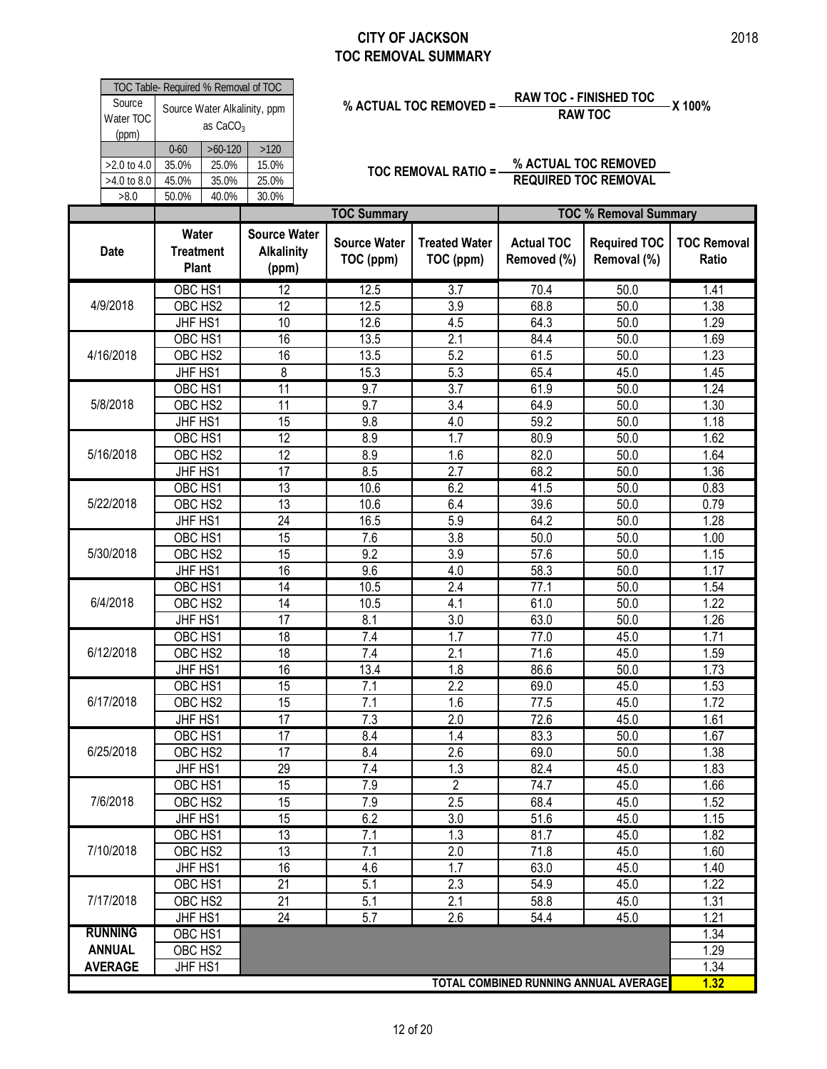# CITY OF JACKSON
## TOC REMOVAL SUMMARY

2018

| TOC Table- Required % Removal of TOC | | | |
|---|---|---|---|
| Source Water TOC (ppm) | Source Water Alkalinity, ppm as $CaCO_3$ | | |
| | 0-60 | >60-120 | >120 |
| >2.0 to 4.0 | 35.0% | 25.0% | 15.0% |
| >4.0 to 8.0 | 45.0% | 35.0% | 25.0% |
| >8.0 | 50.0% | 40.0% | 30.0% |

$$\text{\% ACTUAL TOC REMOVED} = \frac{\text{RAW TOC - FINISHED TOC}}{\text{RAW TOC}} \times 100\%$$

$$\text{TOC REMOVAL RATIO} = \frac{\text{\% ACTUAL TOC REMOVED}}{\text{REQUIRED TOC REMOVAL}}$$

| | | | TOC Summary | | TOC % Removal Summary | | |
|---|---|---|---|---|---|---|---|
| Date | Water Treatment Plant | Source Water Alkalinity (ppm) | Source Water TOC (ppm) | Treated Water TOC (ppm) | Actual TOC Removed (%) | Required TOC Removal (%) | TOC Removal Ratio |
| 4/9/2018 | OBC HS1 | 12 | 12.5 | 3.7 | 70.4 | 50.0 | 1.41 |
| | OBC HS2 | 12 | 12.5 | 3.9 | 68.8 | 50.0 | 1.38 |
| | JHF HS1 | 10 | 12.6 | 4.5 | 64.3 | 50.0 | 1.29 |
| 4/16/2018 | OBC HS1 | 16 | 13.5 | 2.1 | 84.4 | 50.0 | 1.69 |
| | OBC HS2 | 16 | 13.5 | 5.2 | 61.5 | 50.0 | 1.23 |
| | JHF HS1 | 8 | 15.3 | 5.3 | 65.4 | 45.0 | 1.45 |
| 5/8/2018 | OBC HS1 | 11 | 9.7 | 3.7 | 61.9 | 50.0 | 1.24 |
| | OBC HS2 | 11 | 9.7 | 3.4 | 64.9 | 50.0 | 1.30 |
| | JHF HS1 | 15 | 9.8 | 4.0 | 59.2 | 50.0 | 1.18 |
| 5/16/2018 | OBC HS1 | 12 | 8.9 | 1.7 | 80.9 | 50.0 | 1.62 |
| | OBC HS2 | 12 | 8.9 | 1.6 | 82.0 | 50.0 | 1.64 |
| | JHF HS1 | 17 | 8.5 | 2.7 | 68.2 | 50.0 | 1.36 |
| 5/22/2018 | OBC HS1 | 13 | 10.6 | 6.2 | 41.5 | 50.0 | 0.83 |
| | OBC HS2 | 13 | 10.6 | 6.4 | 39.6 | 50.0 | 0.79 |
| | JHF HS1 | 24 | 16.5 | 5.9 | 64.2 | 50.0 | 1.28 |
| 5/30/2018 | OBC HS1 | 15 | 7.6 | 3.8 | 50.0 | 50.0 | 1.00 |
| | OBC HS2 | 15 | 9.2 | 3.9 | 57.6 | 50.0 | 1.15 |
| | JHF HS1 | 16 | 9.6 | 4.0 | 58.3 | 50.0 | 1.17 |
| 6/4/2018 | OBC HS1 | 14 | 10.5 | 2.4 | 77.1 | 50.0 | 1.54 |
| | OBC HS2 | 14 | 10.5 | 4.1 | 61.0 | 50.0 | 1.22 |
| | JHF HS1 | 17 | 8.1 | 3.0 | 63.0 | 50.0 | 1.26 |
| 6/12/2018 | OBC HS1 | 18 | 7.4 | 1.7 | 77.0 | 45.0 | 1.71 |
| | OBC HS2 | 18 | 7.4 | 2.1 | 71.6 | 45.0 | 1.59 |
| | JHF HS1 | 16 | 13.4 | 1.8 | 86.6 | 50.0 | 1.73 |
| 6/17/2018 | OBC HS1 | 15 | 7.1 | 2.2 | 69.0 | 45.0 | 1.53 |
| | OBC HS2 | 15 | 7.1 | 1.6 | 77.5 | 45.0 | 1.72 |
| | JHF HS1 | 17 | 7.3 | 2.0 | 72.6 | 45.0 | 1.61 |
| 6/25/2018 | OBC HS1 | 17 | 8.4 | 1.4 | 83.3 | 50.0 | 1.67 |
| | OBC HS2 | 17 | 8.4 | 2.6 | 69.0 | 50.0 | 1.38 |
| | JHF HS1 | 29 | 7.4 | 1.3 | 82.4 | 45.0 | 1.83 |
| 7/6/2018 | OBC HS1 | 15 | 7.9 | 2 | 74.7 | 45.0 | 1.66 |
| | OBC HS2 | 15 | 7.9 | 2.5 | 68.4 | 45.0 | 1.52 |
| | JHF HS1 | 15 | 6.2 | 3.0 | 51.6 | 45.0 | 1.15 |
| 7/10/2018 | OBC HS1 | 13 | 7.1 | 1.3 | 81.7 | 45.0 | 1.82 |
| | OBC HS2 | 13 | 7.1 | 2.0 | 71.8 | 45.0 | 1.60 |
| | JHF HS1 | 16 | 4.6 | 1.7 | 63.0 | 45.0 | 1.40 |
| 7/17/2018 | OBC HS1 | 21 | 5.1 | 2.3 | 54.9 | 45.0 | 1.22 |
| | OBC HS2 | 21 | 5.1 | 2.1 | 58.8 | 45.0 | 1.31 |
| | JHF HS1 | 24 | 5.7 | 2.6 | 54.4 | 45.0 | 1.21 |
| RUNNING ANNUAL AVERAGE | OBC HS1 | | | | | | 1.34 |
| | OBC HS2 | | | | | | 1.29 |
| | JHF HS1 | | | | | | 1.34 |
| TOTAL COMBINED RUNNING ANNUAL AVERAGE | | | | | | | **1.32** |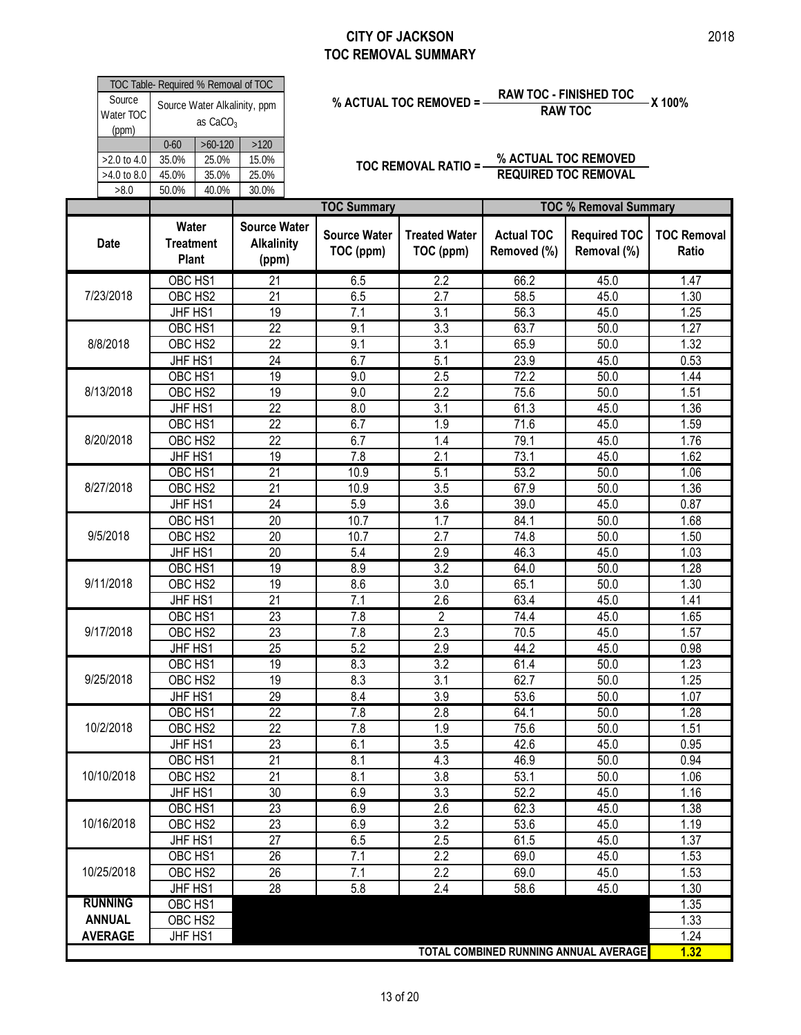# CITY OF JACKSON
## TOC REMOVAL SUMMARY

2018

| TOC Table- Required % Removal of TOC | | | |
|---|---|---|---|
| Source Water TOC (ppm) | Source Water Alkalinity, ppm as $CaCO_3$ | | |
| | 0-60 | >60-120 | >120 |
| >2.0 to 4.0 | 35.0% | 25.0% | 15.0% |
| >4.0 to 8.0 | 45.0% | 35.0% | 25.0% |
| >8.0 | 50.0% | 40.0% | 30.0% |

$$\text{\% ACTUAL TOC REMOVED} = \frac{\text{RAW TOC - FINISHED TOC}}{\text{RAW TOC}} \times 100\%$$

$$\text{TOC REMOVAL RATIO} = \frac{\text{\% ACTUAL TOC REMOVED}}{\text{REQUIRED TOC REMOVAL}}$$

| | | | TOC Summary | | TOC % Removal Summary | | |
|---|---|---|---|---|---|---|---|
| Date | Water Treatment Plant | Source Water Alkalinity (ppm) | Source Water TOC (ppm) | Treated Water TOC (ppm) | Actual TOC Removed (%) | Required TOC Removal (%) | TOC Removal Ratio |
| 7/23/2018 | OBC HS1 | 21 | 6.5 | 2.2 | 66.2 | 45.0 | 1.47 |
| | OBC HS2 | 21 | 6.5 | 2.7 | 58.5 | 45.0 | 1.30 |
| | JHF HS1 | 19 | 7.1 | 3.1 | 56.3 | 45.0 | 1.25 |
| 8/8/2018 | OBC HS1 | 22 | 9.1 | 3.3 | 63.7 | 50.0 | 1.27 |
| | OBC HS2 | 22 | 9.1 | 3.1 | 65.9 | 50.0 | 1.32 |
| | JHF HS1 | 24 | 6.7 | 5.1 | 23.9 | 45.0 | 0.53 |
| 8/13/2018 | OBC HS1 | 19 | 9.0 | 2.5 | 72.2 | 50.0 | 1.44 |
| | OBC HS2 | 19 | 9.0 | 2.2 | 75.6 | 50.0 | 1.51 |
| | JHF HS1 | 22 | 8.0 | 3.1 | 61.3 | 45.0 | 1.36 |
| 8/20/2018 | OBC HS1 | 22 | 6.7 | 1.9 | 71.6 | 45.0 | 1.59 |
| | OBC HS2 | 22 | 6.7 | 1.4 | 79.1 | 45.0 | 1.76 |
| | JHF HS1 | 19 | 7.8 | 2.1 | 73.1 | 45.0 | 1.62 |
| 8/27/2018 | OBC HS1 | 21 | 10.9 | 5.1 | 53.2 | 50.0 | 1.06 |
| | OBC HS2 | 21 | 10.9 | 3.5 | 67.9 | 50.0 | 1.36 |
| | JHF HS1 | 24 | 5.9 | 3.6 | 39.0 | 45.0 | 0.87 |
| 9/5/2018 | OBC HS1 | 20 | 10.7 | 1.7 | 84.1 | 50.0 | 1.68 |
| | OBC HS2 | 20 | 10.7 | 2.7 | 74.8 | 50.0 | 1.50 |
| | JHF HS1 | 20 | 5.4 | 2.9 | 46.3 | 45.0 | 1.03 |
| 9/11/2018 | OBC HS1 | 19 | 8.9 | 3.2 | 64.0 | 50.0 | 1.28 |
| | OBC HS2 | 19 | 8.6 | 3.0 | 65.1 | 50.0 | 1.30 |
| | JHF HS1 | 21 | 7.1 | 2.6 | 63.4 | 45.0 | 1.41 |
| 9/17/2018 | OBC HS1 | 23 | 7.8 | 2 | 74.4 | 45.0 | 1.65 |
| | OBC HS2 | 23 | 7.8 | 2.3 | 70.5 | 45.0 | 1.57 |
| | JHF HS1 | 25 | 5.2 | 2.9 | 44.2 | 45.0 | 0.98 |
| 9/25/2018 | OBC HS1 | 19 | 8.3 | 3.2 | 61.4 | 50.0 | 1.23 |
| | OBC HS2 | 19 | 8.3 | 3.1 | 62.7 | 50.0 | 1.25 |
| | JHF HS1 | 29 | 8.4 | 3.9 | 53.6 | 50.0 | 1.07 |
| 10/2/2018 | OBC HS1 | 22 | 7.8 | 2.8 | 64.1 | 50.0 | 1.28 |
| | OBC HS2 | 22 | 7.8 | 1.9 | 75.6 | 50.0 | 1.51 |
| | JHF HS1 | 23 | 6.1 | 3.5 | 42.6 | 45.0 | 0.95 |
| 10/10/2018 | OBC HS1 | 21 | 8.1 | 4.3 | 46.9 | 50.0 | 0.94 |
| | OBC HS2 | 21 | 8.1 | 3.8 | 53.1 | 50.0 | 1.06 |
| | JHF HS1 | 30 | 6.9 | 3.3 | 52.2 | 45.0 | 1.16 |
| 10/16/2018 | OBC HS1 | 23 | 6.9 | 2.6 | 62.3 | 45.0 | 1.38 |
| | OBC HS2 | 23 | 6.9 | 3.2 | 53.6 | 45.0 | 1.19 |
| | JHF HS1 | 27 | 6.5 | 2.5 | 61.5 | 45.0 | 1.37 |
| 10/25/2018 | OBC HS1 | 26 | 7.1 | 2.2 | 69.0 | 45.0 | 1.53 |
| | OBC HS2 | 26 | 7.1 | 2.2 | 69.0 | 45.0 | 1.53 |
| | JHF HS1 | 28 | 5.8 | 2.4 | 58.6 | 45.0 | 1.30 |
| RUNNING ANNUAL AVERAGE | OBC HS1 | | | | | | 1.35 |
| | OBC HS2 | | | | | | 1.33 |
| | JHF HS1 | | | | | | 1.24 |
| TOTAL COMBINED RUNNING ANNUAL AVERAGE | | | | | | | **1.32** |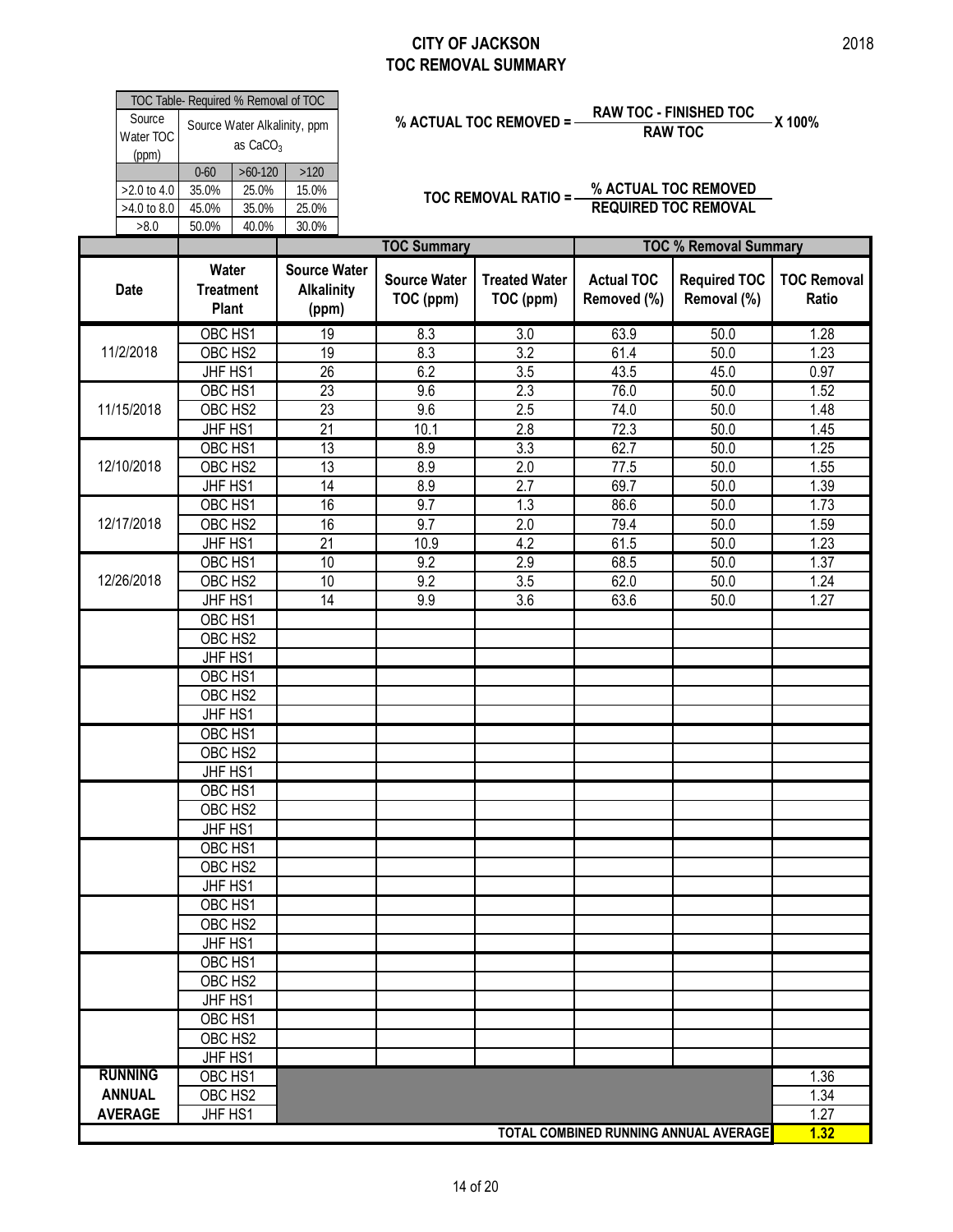# CITY OF JACKSON
## TOC REMOVAL SUMMARY

2018

| TOC Table- Required % Removal of TOC | | | |
|---|---|---|---|
| Source Water TOC (ppm) | Source Water Alkalinity, ppm as $CaCO_3$ | | |
| | 0-60 | >60-120 | >120 |
| >2.0 to 4.0 | 35.0% | 25.0% | 15.0% |
| >4.0 to 8.0 | 45.0% | 35.0% | 25.0% |
| >8.0 | 50.0% | 40.0% | 30.0% |

$$\% \text{ ACTUAL TOC REMOVED} = \frac{\text{RAW TOC - FINISHED TOC}}{\text{RAW TOC}} \times 100\%$$

$$\text{TOC REMOVAL RATIO} = \frac{\% \text{ ACTUAL TOC REMOVED}}{\text{REQUIRED TOC REMOVAL}}$$

| | | | TOC Summary | | TOC % Removal Summary | | |
|---|---|---|---|---|---|---|---|
| Date | Water Treatment Plant | Source Water Alkalinity (ppm) | Source Water TOC (ppm) | Treated Water TOC (ppm) | Actual TOC Removed (%) | Required TOC Removal (%) | TOC Removal Ratio |
| 11/2/2018 | OBC HS1 | 19 | 8.3 | 3.0 | 63.9 | 50.0 | 1.28 |
| | OBC HS2 | 19 | 8.3 | 3.2 | 61.4 | 50.0 | 1.23 |
| | JHF HS1 | 26 | 6.2 | 3.5 | 43.5 | 45.0 | 0.97 |
| 11/15/2018 | OBC HS1 | 23 | 9.6 | 2.3 | 76.0 | 50.0 | 1.52 |
| | OBC HS2 | 23 | 9.6 | 2.5 | 74.0 | 50.0 | 1.48 |
| | JHF HS1 | 21 | 10.1 | 2.8 | 72.3 | 50.0 | 1.45 |
| 12/10/2018 | OBC HS1 | 13 | 8.9 | 3.3 | 62.7 | 50.0 | 1.25 |
| | OBC HS2 | 13 | 8.9 | 2.0 | 77.5 | 50.0 | 1.55 |
| | JHF HS1 | 14 | 8.9 | 2.7 | 69.7 | 50.0 | 1.39 |
| 12/17/2018 | OBC HS1 | 16 | 9.7 | 1.3 | 86.6 | 50.0 | 1.73 |
| | OBC HS2 | 16 | 9.7 | 2.0 | 79.4 | 50.0 | 1.59 |
| | JHF HS1 | 21 | 10.9 | 4.2 | 61.5 | 50.0 | 1.23 |
| 12/26/2018 | OBC HS1 | 10 | 9.2 | 2.9 | 68.5 | 50.0 | 1.37 |
| | OBC HS2 | 10 | 9.2 | 3.5 | 62.0 | 50.0 | 1.24 |
| | JHF HS1 | 14 | 9.9 | 3.6 | 63.6 | 50.0 | 1.27 |
| | OBC HS1 | | | | | | |
| | OBC HS2 | | | | | | |
| | JHF HS1 | | | | | | |
| | OBC HS1 | | | | | | |
| | OBC HS2 | | | | | | |
| | JHF HS1 | | | | | | |
| | OBC HS1 | | | | | | |
| | OBC HS2 | | | | | | |
| | JHF HS1 | | | | | | |
| | OBC HS1 | | | | | | |
| | OBC HS2 | | | | | | |
| | JHF HS1 | | | | | | |
| | OBC HS1 | | | | | | |
| | OBC HS2 | | | | | | |
| | JHF HS1 | | | | | | |
| | OBC HS1 | | | | | | |
| | OBC HS2 | | | | | | |
| | JHF HS1 | | | | | | |
| | OBC HS1 | | | | | | |
| | OBC HS2 | | | | | | |
| | JHF HS1 | | | | | | |
| | OBC HS1 | | | | | | |
| | OBC HS2 | | | | | | |
| | JHF HS1 | | | | | | |
| RUNNING ANNUAL AVERAGE | OBC HS1 | | | | | | 1.36 |
| | OBC HS2 | | | | | | 1.34 |
| | JHF HS1 | | | | | | 1.27 |
| TOTAL COMBINED RUNNING ANNUAL AVERAGE | | | | | | | **1.32** |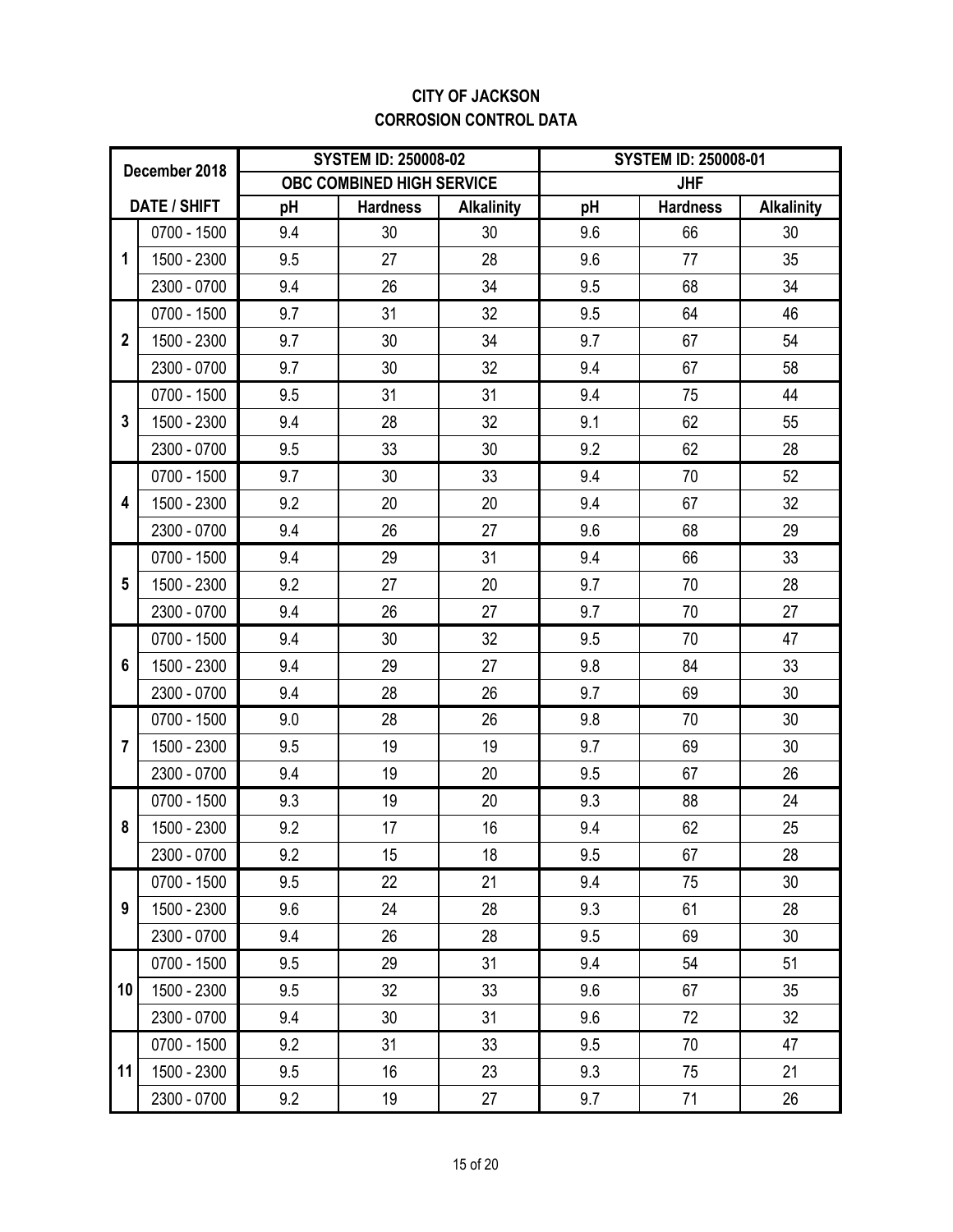**CITY OF JACKSON**
**CORROSION CONTROL DATA**

| December 2018 | | SYSTEM ID: 250008-02 | | | SYSTEM ID: 250008-01 | | |
|---|---|---|---|---|---|---|---|
| | | OBC COMBINED HIGH SERVICE | | | JHF | | |
| DATE / SHIFT | | pH | Hardness | Alkalinity | pH | Hardness | Alkalinity |
| 1 | 0700 - 1500 | 9.4 | 30 | 30 | 9.6 | 66 | 30 |
| | 1500 - 2300 | 9.5 | 27 | 28 | 9.6 | 77 | 35 |
| | 2300 - 0700 | 9.4 | 26 | 34 | 9.5 | 68 | 34 |
| 2 | 0700 - 1500 | 9.7 | 31 | 32 | 9.5 | 64 | 46 |
| | 1500 - 2300 | 9.7 | 30 | 34 | 9.7 | 67 | 54 |
| | 2300 - 0700 | 9.7 | 30 | 32 | 9.4 | 67 | 58 |
| 3 | 0700 - 1500 | 9.5 | 31 | 31 | 9.4 | 75 | 44 |
| | 1500 - 2300 | 9.4 | 28 | 32 | 9.1 | 62 | 55 |
| | 2300 - 0700 | 9.5 | 33 | 30 | 9.2 | 62 | 28 |
| 4 | 0700 - 1500 | 9.7 | 30 | 33 | 9.4 | 70 | 52 |
| | 1500 - 2300 | 9.2 | 20 | 20 | 9.4 | 67 | 32 |
| | 2300 - 0700 | 9.4 | 26 | 27 | 9.6 | 68 | 29 |
| 5 | 0700 - 1500 | 9.4 | 29 | 31 | 9.4 | 66 | 33 |
| | 1500 - 2300 | 9.2 | 27 | 20 | 9.7 | 70 | 28 |
| | 2300 - 0700 | 9.4 | 26 | 27 | 9.7 | 70 | 27 |
| 6 | 0700 - 1500 | 9.4 | 30 | 32 | 9.5 | 70 | 47 |
| | 1500 - 2300 | 9.4 | 29 | 27 | 9.8 | 84 | 33 |
| | 2300 - 0700 | 9.4 | 28 | 26 | 9.7 | 69 | 30 |
| 7 | 0700 - 1500 | 9.0 | 28 | 26 | 9.8 | 70 | 30 |
| | 1500 - 2300 | 9.5 | 19 | 19 | 9.7 | 69 | 30 |
| | 2300 - 0700 | 9.4 | 19 | 20 | 9.5 | 67 | 26 |
| 8 | 0700 - 1500 | 9.3 | 19 | 20 | 9.3 | 88 | 24 |
| | 1500 - 2300 | 9.2 | 17 | 16 | 9.4 | 62 | 25 |
| | 2300 - 0700 | 9.2 | 15 | 18 | 9.5 | 67 | 28 |
| 9 | 0700 - 1500 | 9.5 | 22 | 21 | 9.4 | 75 | 30 |
| | 1500 - 2300 | 9.6 | 24 | 28 | 9.3 | 61 | 28 |
| | 2300 - 0700 | 9.4 | 26 | 28 | 9.5 | 69 | 30 |
| 10 | 0700 - 1500 | 9.5 | 29 | 31 | 9.4 | 54 | 51 |
| | 1500 - 2300 | 9.5 | 32 | 33 | 9.6 | 67 | 35 |
| | 2300 - 0700 | 9.4 | 30 | 31 | 9.6 | 72 | 32 |
| 11 | 0700 - 1500 | 9.2 | 31 | 33 | 9.5 | 70 | 47 |
| | 1500 - 2300 | 9.5 | 16 | 23 | 9.3 | 75 | 21 |
| | 2300 - 0700 | 9.2 | 19 | 27 | 9.7 | 71 | 26 |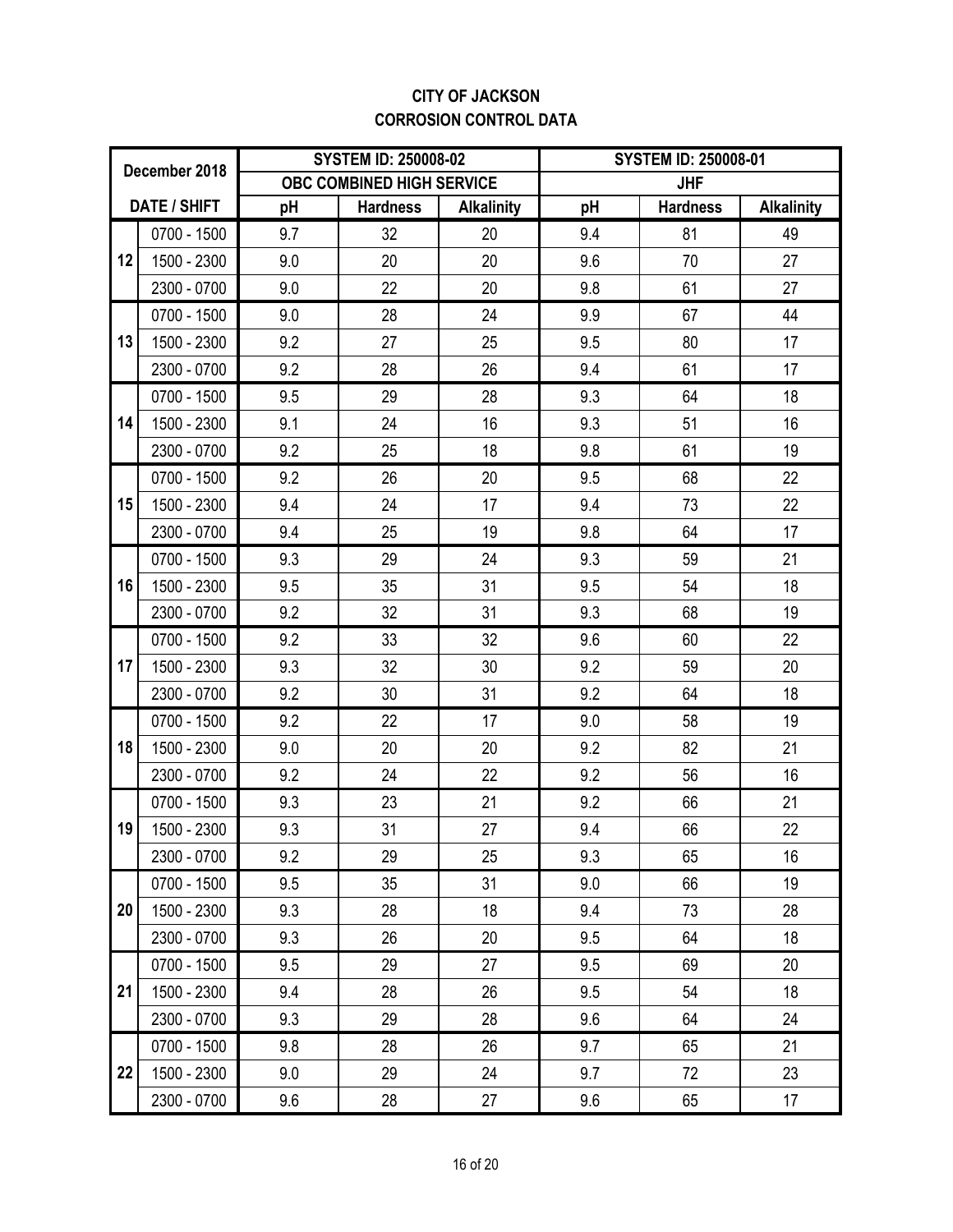# CITY OF JACKSON
## CORROSION CONTROL DATA

| December 2018 | | SYSTEM ID: 250008-02 | | | SYSTEM ID: 250008-01 | | |
|---|---|---|---|---|---|---|---|
| | | OBC COMBINED HIGH SERVICE | | | JHF | | |
| DATE / SHIFT | | pH | Hardness | Alkalinity | pH | Hardness | Alkalinity |
| 12 | 0700 - 1500 | 9.7 | 32 | 20 | 9.4 | 81 | 49 |
| | 1500 - 2300 | 9.0 | 20 | 20 | 9.6 | 70 | 27 |
| | 2300 - 0700 | 9.0 | 22 | 20 | 9.8 | 61 | 27 |
| 13 | 0700 - 1500 | 9.0 | 28 | 24 | 9.9 | 67 | 44 |
| | 1500 - 2300 | 9.2 | 27 | 25 | 9.5 | 80 | 17 |
| | 2300 - 0700 | 9.2 | 28 | 26 | 9.4 | 61 | 17 |
| 14 | 0700 - 1500 | 9.5 | 29 | 28 | 9.3 | 64 | 18 |
| | 1500 - 2300 | 9.1 | 24 | 16 | 9.3 | 51 | 16 |
| | 2300 - 0700 | 9.2 | 25 | 18 | 9.8 | 61 | 19 |
| 15 | 0700 - 1500 | 9.2 | 26 | 20 | 9.5 | 68 | 22 |
| | 1500 - 2300 | 9.4 | 24 | 17 | 9.4 | 73 | 22 |
| | 2300 - 0700 | 9.4 | 25 | 19 | 9.8 | 64 | 17 |
| 16 | 0700 - 1500 | 9.3 | 29 | 24 | 9.3 | 59 | 21 |
| | 1500 - 2300 | 9.5 | 35 | 31 | 9.5 | 54 | 18 |
| | 2300 - 0700 | 9.2 | 32 | 31 | 9.3 | 68 | 19 |
| 17 | 0700 - 1500 | 9.2 | 33 | 32 | 9.6 | 60 | 22 |
| | 1500 - 2300 | 9.3 | 32 | 30 | 9.2 | 59 | 20 |
| | 2300 - 0700 | 9.2 | 30 | 31 | 9.2 | 64 | 18 |
| 18 | 0700 - 1500 | 9.2 | 22 | 17 | 9.0 | 58 | 19 |
| | 1500 - 2300 | 9.0 | 20 | 20 | 9.2 | 82 | 21 |
| | 2300 - 0700 | 9.2 | 24 | 22 | 9.2 | 56 | 16 |
| 19 | 0700 - 1500 | 9.3 | 23 | 21 | 9.2 | 66 | 21 |
| | 1500 - 2300 | 9.3 | 31 | 27 | 9.4 | 66 | 22 |
| | 2300 - 0700 | 9.2 | 29 | 25 | 9.3 | 65 | 16 |
| 20 | 0700 - 1500 | 9.5 | 35 | 31 | 9.0 | 66 | 19 |
| | 1500 - 2300 | 9.3 | 28 | 18 | 9.4 | 73 | 28 |
| | 2300 - 0700 | 9.3 | 26 | 20 | 9.5 | 64 | 18 |
| 21 | 0700 - 1500 | 9.5 | 29 | 27 | 9.5 | 69 | 20 |
| | 1500 - 2300 | 9.4 | 28 | 26 | 9.5 | 54 | 18 |
| | 2300 - 0700 | 9.3 | 29 | 28 | 9.6 | 64 | 24 |
| 22 | 0700 - 1500 | 9.8 | 28 | 26 | 9.7 | 65 | 21 |
| | 1500 - 2300 | 9.0 | 29 | 24 | 9.7 | 72 | 23 |
| | 2300 - 0700 | 9.6 | 28 | 27 | 9.6 | 65 | 17 |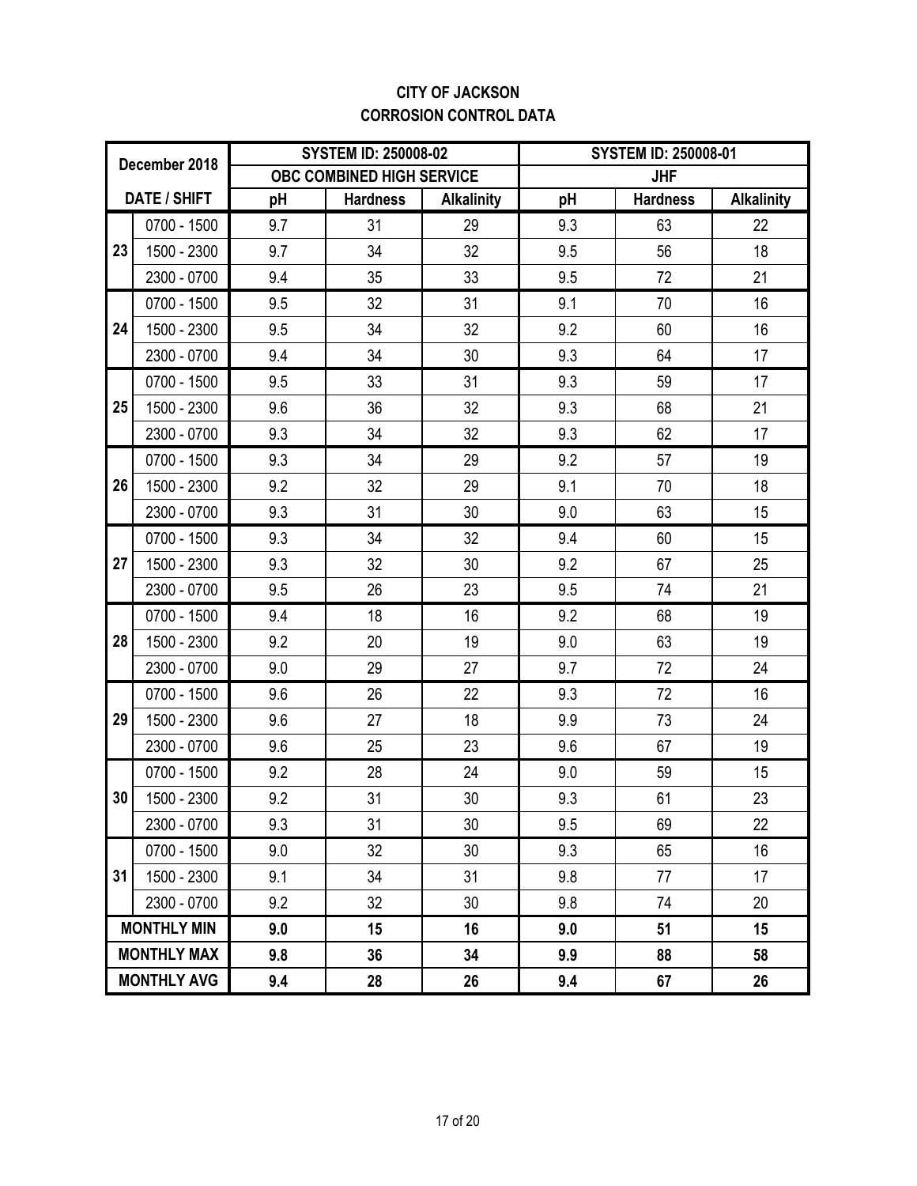**CITY OF JACKSON**
**CORROSION CONTROL DATA**

| December 2018 | | SYSTEM ID: 250008-02 | | | SYSTEM ID: 250008-01 | | |
|---|---|---|---|---|---|---|---|
| | | OBC COMBINED HIGH SERVICE | | | JHF | | |
| DATE / SHIFT | | pH | Hardness | Alkalinity | pH | Hardness | Alkalinity |
| 23 | 0700 - 1500 | 9.7 | 31 | 29 | 9.3 | 63 | 22 |
| | 1500 - 2300 | 9.7 | 34 | 32 | 9.5 | 56 | 18 |
| | 2300 - 0700 | 9.4 | 35 | 33 | 9.5 | 72 | 21 |
| 24 | 0700 - 1500 | 9.5 | 32 | 31 | 9.1 | 70 | 16 |
| | 1500 - 2300 | 9.5 | 34 | 32 | 9.2 | 60 | 16 |
| | 2300 - 0700 | 9.4 | 34 | 30 | 9.3 | 64 | 17 |
| 25 | 0700 - 1500 | 9.5 | 33 | 31 | 9.3 | 59 | 17 |
| | 1500 - 2300 | 9.6 | 36 | 32 | 9.3 | 68 | 21 |
| | 2300 - 0700 | 9.3 | 34 | 32 | 9.3 | 62 | 17 |
| 26 | 0700 - 1500 | 9.3 | 34 | 29 | 9.2 | 57 | 19 |
| | 1500 - 2300 | 9.2 | 32 | 29 | 9.1 | 70 | 18 |
| | 2300 - 0700 | 9.3 | 31 | 30 | 9.0 | 63 | 15 |
| 27 | 0700 - 1500 | 9.3 | 34 | 32 | 9.4 | 60 | 15 |
| | 1500 - 2300 | 9.3 | 32 | 30 | 9.2 | 67 | 25 |
| | 2300 - 0700 | 9.5 | 26 | 23 | 9.5 | 74 | 21 |
| 28 | 0700 - 1500 | 9.4 | 18 | 16 | 9.2 | 68 | 19 |
| | 1500 - 2300 | 9.2 | 20 | 19 | 9.0 | 63 | 19 |
| | 2300 - 0700 | 9.0 | 29 | 27 | 9.7 | 72 | 24 |
| 29 | 0700 - 1500 | 9.6 | 26 | 22 | 9.3 | 72 | 16 |
| | 1500 - 2300 | 9.6 | 27 | 18 | 9.9 | 73 | 24 |
| | 2300 - 0700 | 9.6 | 25 | 23 | 9.6 | 67 | 19 |
| 30 | 0700 - 1500 | 9.2 | 28 | 24 | 9.0 | 59 | 15 |
| | 1500 - 2300 | 9.2 | 31 | 30 | 9.3 | 61 | 23 |
| | 2300 - 0700 | 9.3 | 31 | 30 | 9.5 | 69 | 22 |
| 31 | 0700 - 1500 | 9.0 | 32 | 30 | 9.3 | 65 | 16 |
| | 1500 - 2300 | 9.1 | 34 | 31 | 9.8 | 77 | 17 |
| | 2300 - 0700 | 9.2 | 32 | 30 | 9.8 | 74 | 20 |
| **MONTHLY MIN** | | **9.0** | **15** | **16** | **9.0** | **51** | **15** |
| **MONTHLY MAX** | | **9.8** | **36** | **34** | **9.9** | **88** | **58** |
| **MONTHLY AVG** | | **9.4** | **28** | **26** | **9.4** | **67** | **26** |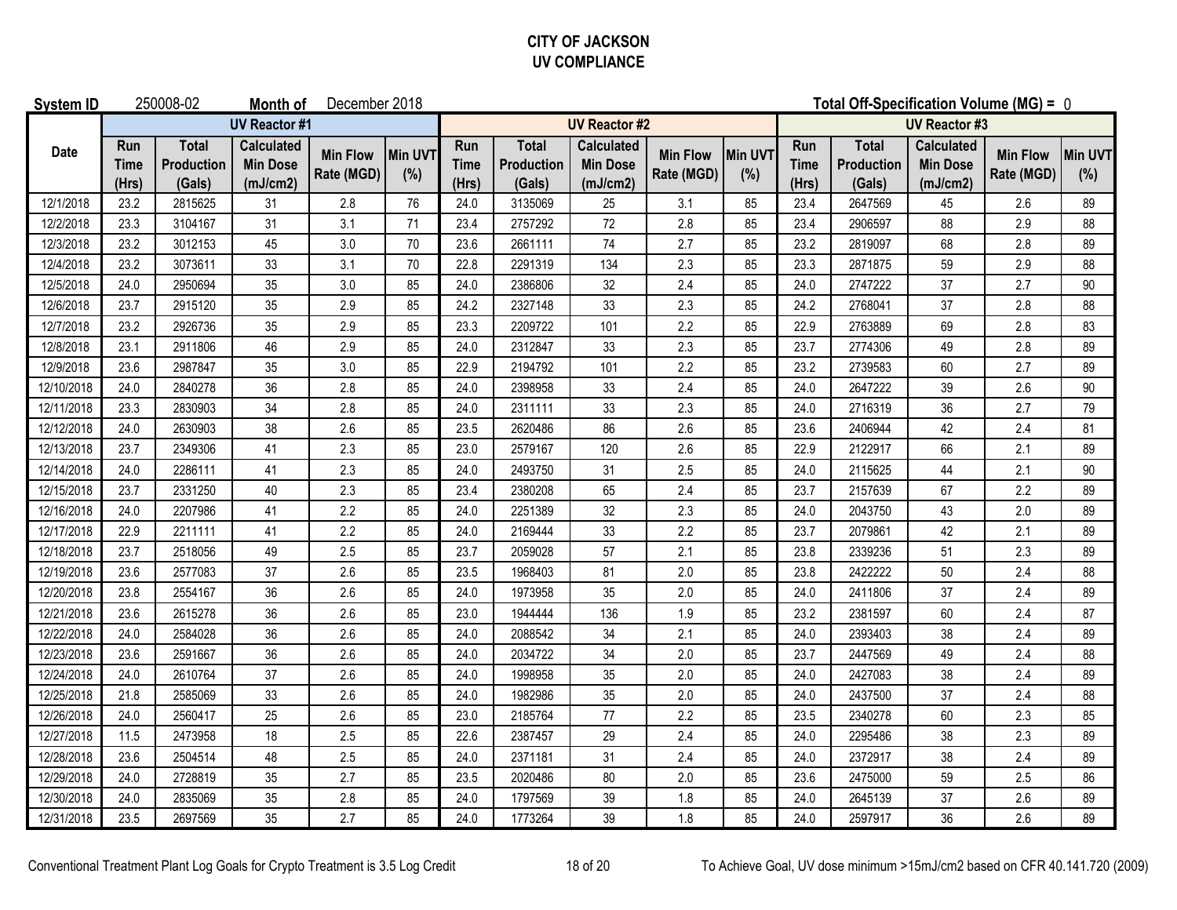**CITY OF JACKSON**
**UV COMPLIANCE**

**System ID** 250008-02 **Month of** December 2018 **Total Off-Specification Volume (MG) =** 0

| Date | UV Reactor #1 | | | | | UV Reactor #2 | | | | | UV Reactor #3 | | | | |
|---|---|---|---|---|---|---|---|---|---|---|---|---|---|---|---|
| | Run Time (Hrs) | Total Production (Gals) | Calculated Min Dose (mJ/cm2) | Min Flow Rate (MGD) | Min UVT (%) | Run Time (Hrs) | Total Production (Gals) | Calculated Min Dose (mJ/cm2) | Min Flow Rate (MGD) | Min UVT (%) | Run Time (Hrs) | Total Production (Gals) | Calculated Min Dose (mJ/cm2) | Min Flow Rate (MGD) | Min UVT (%) |
| 12/1/2018 | 23.2 | 2815625 | 31 | 2.8 | 76 | 24.0 | 3135069 | 25 | 3.1 | 85 | 23.4 | 2647569 | 45 | 2.6 | 89 |
| 12/2/2018 | 23.3 | 3104167 | 31 | 3.1 | 71 | 23.4 | 2757292 | 72 | 2.8 | 85 | 23.4 | 2906597 | 88 | 2.9 | 88 |
| 12/3/2018 | 23.2 | 3012153 | 45 | 3.0 | 70 | 23.6 | 2661111 | 74 | 2.7 | 85 | 23.2 | 2819097 | 68 | 2.8 | 89 |
| 12/4/2018 | 23.2 | 3073611 | 33 | 3.1 | 70 | 22.8 | 2291319 | 134 | 2.3 | 85 | 23.3 | 2871875 | 59 | 2.9 | 88 |
| 12/5/2018 | 24.0 | 2950694 | 35 | 3.0 | 85 | 24.0 | 2386806 | 32 | 2.4 | 85 | 24.0 | 2747222 | 37 | 2.7 | 90 |
| 12/6/2018 | 23.7 | 2915120 | 35 | 2.9 | 85 | 24.2 | 2327148 | 33 | 2.3 | 85 | 24.2 | 2768041 | 37 | 2.8 | 88 |
| 12/7/2018 | 23.2 | 2926736 | 35 | 2.9 | 85 | 23.3 | 2209722 | 101 | 2.2 | 85 | 22.9 | 2763889 | 69 | 2.8 | 83 |
| 12/8/2018 | 23.1 | 2911806 | 46 | 2.9 | 85 | 24.0 | 2312847 | 33 | 2.3 | 85 | 23.7 | 2774306 | 49 | 2.8 | 89 |
| 12/9/2018 | 23.6 | 2987847 | 35 | 3.0 | 85 | 22.9 | 2194792 | 101 | 2.2 | 85 | 23.2 | 2739583 | 60 | 2.7 | 89 |
| 12/10/2018 | 24.0 | 2840278 | 36 | 2.8 | 85 | 24.0 | 2398958 | 33 | 2.4 | 85 | 24.0 | 2647222 | 39 | 2.6 | 90 |
| 12/11/2018 | 23.3 | 2830903 | 34 | 2.8 | 85 | 24.0 | 2311111 | 33 | 2.3 | 85 | 24.0 | 2716319 | 36 | 2.7 | 79 |
| 12/12/2018 | 24.0 | 2630903 | 38 | 2.6 | 85 | 23.5 | 2620486 | 86 | 2.6 | 85 | 23.6 | 2406944 | 42 | 2.4 | 81 |
| 12/13/2018 | 23.7 | 2349306 | 41 | 2.3 | 85 | 23.0 | 2579167 | 120 | 2.6 | 85 | 22.9 | 2122917 | 66 | 2.1 | 89 |
| 12/14/2018 | 24.0 | 2286111 | 41 | 2.3 | 85 | 24.0 | 2493750 | 31 | 2.5 | 85 | 24.0 | 2115625 | 44 | 2.1 | 90 |
| 12/15/2018 | 23.7 | 2331250 | 40 | 2.3 | 85 | 23.4 | 2380208 | 65 | 2.4 | 85 | 23.7 | 2157639 | 67 | 2.2 | 89 |
| 12/16/2018 | 24.0 | 2207986 | 41 | 2.2 | 85 | 24.0 | 2251389 | 32 | 2.3 | 85 | 24.0 | 2043750 | 43 | 2.0 | 89 |
| 12/17/2018 | 22.9 | 2211111 | 41 | 2.2 | 85 | 24.0 | 2169444 | 33 | 2.2 | 85 | 23.7 | 2079861 | 42 | 2.1 | 89 |
| 12/18/2018 | 23.7 | 2518056 | 49 | 2.5 | 85 | 23.7 | 2059028 | 57 | 2.1 | 85 | 23.8 | 2339236 | 51 | 2.3 | 89 |
| 12/19/2018 | 23.6 | 2577083 | 37 | 2.6 | 85 | 23.5 | 1968403 | 81 | 2.0 | 85 | 23.8 | 2422222 | 50 | 2.4 | 88 |
| 12/20/2018 | 23.8 | 2554167 | 36 | 2.6 | 85 | 24.0 | 1973958 | 35 | 2.0 | 85 | 24.0 | 2411806 | 37 | 2.4 | 89 |
| 12/21/2018 | 23.6 | 2615278 | 36 | 2.6 | 85 | 23.0 | 1944444 | 136 | 1.9 | 85 | 23.2 | 2381597 | 60 | 2.4 | 87 |
| 12/22/2018 | 24.0 | 2584028 | 36 | 2.6 | 85 | 24.0 | 2088542 | 34 | 2.1 | 85 | 24.0 | 2393403 | 38 | 2.4 | 89 |
| 12/23/2018 | 23.6 | 2591667 | 36 | 2.6 | 85 | 24.0 | 2034722 | 34 | 2.0 | 85 | 23.7 | 2447569 | 49 | 2.4 | 88 |
| 12/24/2018 | 24.0 | 2610764 | 37 | 2.6 | 85 | 24.0 | 1998958 | 35 | 2.0 | 85 | 24.0 | 2427083 | 38 | 2.4 | 89 |
| 12/25/2018 | 21.8 | 2585069 | 33 | 2.6 | 85 | 24.0 | 1982986 | 35 | 2.0 | 85 | 24.0 | 2437500 | 37 | 2.4 | 88 |
| 12/26/2018 | 24.0 | 2560417 | 25 | 2.6 | 85 | 23.0 | 2185764 | 77 | 2.2 | 85 | 23.5 | 2340278 | 60 | 2.3 | 85 |
| 12/27/2018 | 11.5 | 2473958 | 18 | 2.5 | 85 | 22.6 | 2387457 | 29 | 2.4 | 85 | 24.0 | 2295486 | 38 | 2.3 | 89 |
| 12/28/2018 | 23.6 | 2504514 | 48 | 2.5 | 85 | 24.0 | 2371181 | 31 | 2.4 | 85 | 24.0 | 2372917 | 38 | 2.4 | 89 |
| 12/29/2018 | 24.0 | 2728819 | 35 | 2.7 | 85 | 23.5 | 2020486 | 80 | 2.0 | 85 | 23.6 | 2475000 | 59 | 2.5 | 86 |
| 12/30/2018 | 24.0 | 2835069 | 35 | 2.8 | 85 | 24.0 | 1797569 | 39 | 1.8 | 85 | 24.0 | 2645139 | 37 | 2.6 | 89 |
| 12/31/2018 | 23.5 | 2697569 | 35 | 2.7 | 85 | 24.0 | 1773264 | 39 | 1.8 | 85 | 24.0 | 2597917 | 36 | 2.6 | 89 |

Conventional Treatment Plant Log Goals for Crypto Treatment is 3.5 Log Credit

To Achieve Goal, UV dose minimum >15mJ/cm2 based on CFR 40.141.720 (2009)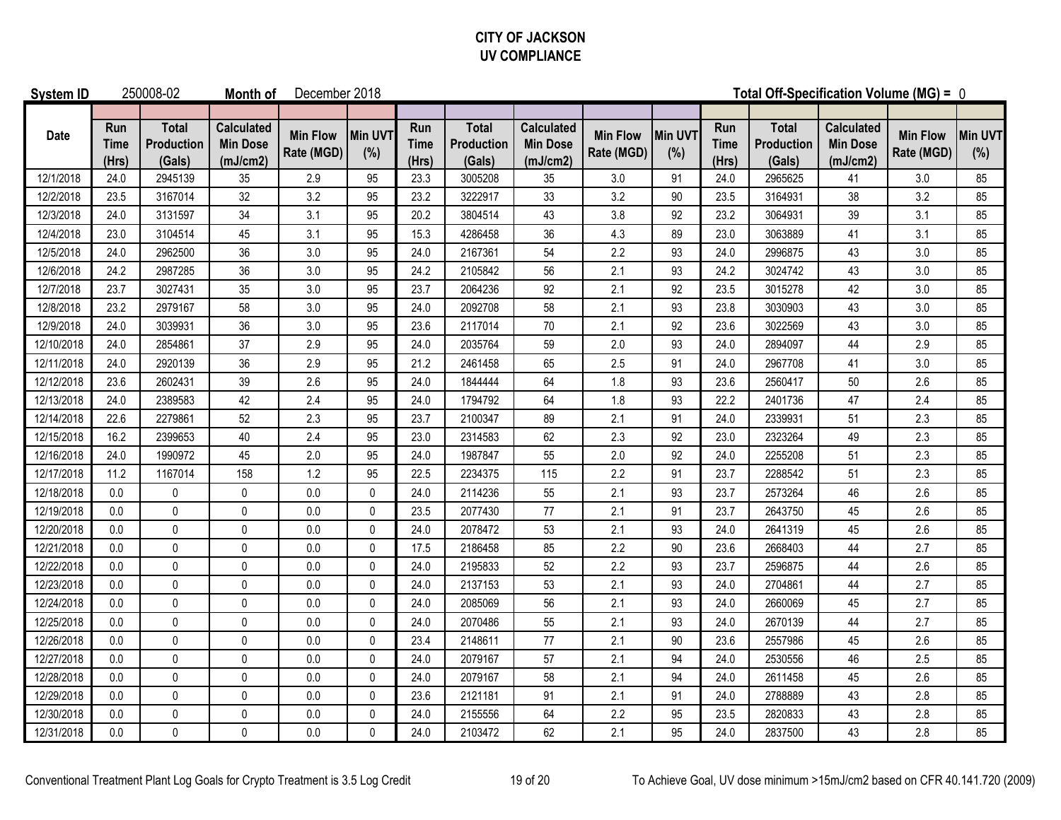# CITY OF JACKSON
## UV COMPLIANCE

**System ID** 250008-02 **Month of** December 2018 **Total Off-Specification Volume (MG) =** 0

| Date | Run Time (Hrs) | Total Production (Gals) | Calculated Min Dose (mJ/cm2) | Min Flow Rate (MGD) | Min UVT (%) | Run Time (Hrs) | Total Production (Gals) | Calculated Min Dose (mJ/cm2) | Min Flow Rate (MGD) | Min UVT (%) | Run Time (Hrs) | Total Production (Gals) | Calculated Min Dose (mJ/cm2) | Min Flow Rate (MGD) | Min UVT (%) |
|---|---|---|---|---|---|---|---|---|---|---|---|---|---|---|---|
| 12/1/2018 | 24.0 | 2945139 | 35 | 2.9 | 95 | 23.3 | 3005208 | 35 | 3.0 | 91 | 24.0 | 2965625 | 41 | 3.0 | 85 |
| 12/2/2018 | 23.5 | 3167014 | 32 | 3.2 | 95 | 23.2 | 3222917 | 33 | 3.2 | 90 | 23.5 | 3164931 | 38 | 3.2 | 85 |
| 12/3/2018 | 24.0 | 3131597 | 34 | 3.1 | 95 | 20.2 | 3804514 | 43 | 3.8 | 92 | 23.2 | 3064931 | 39 | 3.1 | 85 |
| 12/4/2018 | 23.0 | 3104514 | 45 | 3.1 | 95 | 15.3 | 4286458 | 36 | 4.3 | 89 | 23.0 | 3063889 | 41 | 3.1 | 85 |
| 12/5/2018 | 24.0 | 2962500 | 36 | 3.0 | 95 | 24.0 | 2167361 | 54 | 2.2 | 93 | 24.0 | 2996875 | 43 | 3.0 | 85 |
| 12/6/2018 | 24.2 | 2987285 | 36 | 3.0 | 95 | 24.2 | 2105842 | 56 | 2.1 | 93 | 24.2 | 3024742 | 43 | 3.0 | 85 |
| 12/7/2018 | 23.7 | 3027431 | 35 | 3.0 | 95 | 23.7 | 2064236 | 92 | 2.1 | 92 | 23.5 | 3015278 | 42 | 3.0 | 85 |
| 12/8/2018 | 23.2 | 2979167 | 58 | 3.0 | 95 | 24.0 | 2092708 | 58 | 2.1 | 93 | 23.8 | 3030903 | 43 | 3.0 | 85 |
| 12/9/2018 | 24.0 | 3039931 | 36 | 3.0 | 95 | 23.6 | 2117014 | 70 | 2.1 | 92 | 23.6 | 3022569 | 43 | 3.0 | 85 |
| 12/10/2018 | 24.0 | 2854861 | 37 | 2.9 | 95 | 24.0 | 2035764 | 59 | 2.0 | 93 | 24.0 | 2894097 | 44 | 2.9 | 85 |
| 12/11/2018 | 24.0 | 2920139 | 36 | 2.9 | 95 | 21.2 | 2461458 | 65 | 2.5 | 91 | 24.0 | 2967708 | 41 | 3.0 | 85 |
| 12/12/2018 | 23.6 | 2602431 | 39 | 2.6 | 95 | 24.0 | 1844444 | 64 | 1.8 | 93 | 23.6 | 2560417 | 50 | 2.6 | 85 |
| 12/13/2018 | 24.0 | 2389583 | 42 | 2.4 | 95 | 24.0 | 1794792 | 64 | 1.8 | 93 | 22.2 | 2401736 | 47 | 2.4 | 85 |
| 12/14/2018 | 22.6 | 2279861 | 52 | 2.3 | 95 | 23.7 | 2100347 | 89 | 2.1 | 91 | 24.0 | 2339931 | 51 | 2.3 | 85 |
| 12/15/2018 | 16.2 | 2399653 | 40 | 2.4 | 95 | 23.0 | 2314583 | 62 | 2.3 | 92 | 23.0 | 2323264 | 49 | 2.3 | 85 |
| 12/16/2018 | 24.0 | 1990972 | 45 | 2.0 | 95 | 24.0 | 1987847 | 55 | 2.0 | 92 | 24.0 | 2255208 | 51 | 2.3 | 85 |
| 12/17/2018 | 11.2 | 1167014 | 158 | 1.2 | 95 | 22.5 | 2234375 | 115 | 2.2 | 91 | 23.7 | 2288542 | 51 | 2.3 | 85 |
| 12/18/2018 | 0.0 | 0 | 0 | 0.0 | 0 | 24.0 | 2114236 | 55 | 2.1 | 93 | 23.7 | 2573264 | 46 | 2.6 | 85 |
| 12/19/2018 | 0.0 | 0 | 0 | 0.0 | 0 | 23.5 | 2077430 | 77 | 2.1 | 91 | 23.7 | 2643750 | 45 | 2.6 | 85 |
| 12/20/2018 | 0.0 | 0 | 0 | 0.0 | 0 | 24.0 | 2078472 | 53 | 2.1 | 93 | 24.0 | 2641319 | 45 | 2.6 | 85 |
| 12/21/2018 | 0.0 | 0 | 0 | 0.0 | 0 | 17.5 | 2186458 | 85 | 2.2 | 90 | 23.6 | 2668403 | 44 | 2.7 | 85 |
| 12/22/2018 | 0.0 | 0 | 0 | 0.0 | 0 | 24.0 | 2195833 | 52 | 2.2 | 93 | 23.7 | 2596875 | 44 | 2.6 | 85 |
| 12/23/2018 | 0.0 | 0 | 0 | 0.0 | 0 | 24.0 | 2137153 | 53 | 2.1 | 93 | 24.0 | 2704861 | 44 | 2.7 | 85 |
| 12/24/2018 | 0.0 | 0 | 0 | 0.0 | 0 | 24.0 | 2085069 | 56 | 2.1 | 93 | 24.0 | 2660069 | 45 | 2.7 | 85 |
| 12/25/2018 | 0.0 | 0 | 0 | 0.0 | 0 | 24.0 | 2070486 | 55 | 2.1 | 93 | 24.0 | 2670139 | 44 | 2.7 | 85 |
| 12/26/2018 | 0.0 | 0 | 0 | 0.0 | 0 | 23.4 | 2148611 | 77 | 2.1 | 90 | 23.6 | 2557986 | 45 | 2.6 | 85 |
| 12/27/2018 | 0.0 | 0 | 0 | 0.0 | 0 | 24.0 | 2079167 | 57 | 2.1 | 94 | 24.0 | 2530556 | 46 | 2.5 | 85 |
| 12/28/2018 | 0.0 | 0 | 0 | 0.0 | 0 | 24.0 | 2079167 | 58 | 2.1 | 94 | 24.0 | 2611458 | 45 | 2.6 | 85 |
| 12/29/2018 | 0.0 | 0 | 0 | 0.0 | 0 | 23.6 | 2121181 | 91 | 2.1 | 91 | 24.0 | 2788889 | 43 | 2.8 | 85 |
| 12/30/2018 | 0.0 | 0 | 0 | 0.0 | 0 | 24.0 | 2155556 | 64 | 2.2 | 95 | 23.5 | 2820833 | 43 | 2.8 | 85 |
| 12/31/2018 | 0.0 | 0 | 0 | 0.0 | 0 | 24.0 | 2103472 | 62 | 2.1 | 95 | 24.0 | 2837500 | 43 | 2.8 | 85 |

Conventional Treatment Plant Log Goals for Crypto Treatment is 3.5 Log Credit

To Achieve Goal, UV dose minimum >15mJ/cm2 based on CFR 40.141.720 (2009)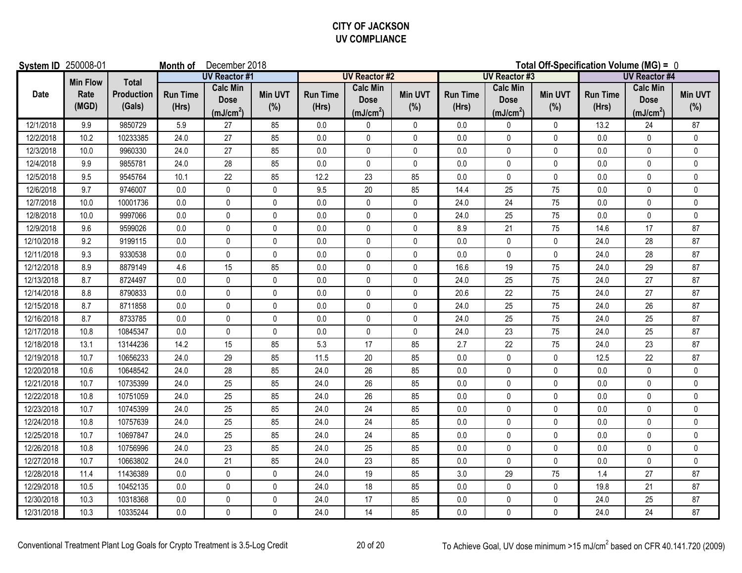# CITY OF JACKSON
## UV COMPLIANCE

**System ID** 250008-01 **Month of** December 2018 **Total Off-Specification Volume (MG) =** 0

| Date | Min Flow Rate (MGD) | Total Production (Gals) | UV Reactor #1 | | | UV Reactor #2 | | | UV Reactor #3 | | | UV Reactor #4 | | |
|---|---|---|---|---|---|---|---|---|---|---|---|---|---|---|
| | | | Run Time (Hrs) | Calc Min Dose ($mJ/cm^2$) | Min UVT (%) | Run Time (Hrs) | Calc Min Dose ($mJ/cm^2$) | Min UVT (%) | Run Time (Hrs) | Calc Min Dose ($mJ/cm^2$) | Min UVT (%) | Run Time (Hrs) | Calc Min Dose ($mJ/cm^2$) | Min UVT (%) |
| 12/1/2018 | 9.9 | 9850729 | 5.9 | 27 | 85 | 0.0 | 0 | 0 | 0.0 | 0 | 0 | 13.2 | 24 | 87 |
| 12/2/2018 | 10.2 | 10233385 | 24.0 | 27 | 85 | 0.0 | 0 | 0 | 0.0 | 0 | 0 | 0.0 | 0 | 0 |
| 12/3/2018 | 10.0 | 9960330 | 24.0 | 27 | 85 | 0.0 | 0 | 0 | 0.0 | 0 | 0 | 0.0 | 0 | 0 |
| 12/4/2018 | 9.9 | 9855781 | 24.0 | 28 | 85 | 0.0 | 0 | 0 | 0.0 | 0 | 0 | 0.0 | 0 | 0 |
| 12/5/2018 | 9.5 | 9545764 | 10.1 | 22 | 85 | 12.2 | 23 | 85 | 0.0 | 0 | 0 | 0.0 | 0 | 0 |
| 12/6/2018 | 9.7 | 9746007 | 0.0 | 0 | 0 | 9.5 | 20 | 85 | 14.4 | 25 | 75 | 0.0 | 0 | 0 |
| 12/7/2018 | 10.0 | 10001736 | 0.0 | 0 | 0 | 0.0 | 0 | 0 | 24.0 | 24 | 75 | 0.0 | 0 | 0 |
| 12/8/2018 | 10.0 | 9997066 | 0.0 | 0 | 0 | 0.0 | 0 | 0 | 24.0 | 25 | 75 | 0.0 | 0 | 0 |
| 12/9/2018 | 9.6 | 9599026 | 0.0 | 0 | 0 | 0.0 | 0 | 0 | 8.9 | 21 | 75 | 14.6 | 17 | 87 |
| 12/10/2018 | 9.2 | 9199115 | 0.0 | 0 | 0 | 0.0 | 0 | 0 | 0.0 | 0 | 0 | 24.0 | 28 | 87 |
| 12/11/2018 | 9.3 | 9330538 | 0.0 | 0 | 0 | 0.0 | 0 | 0 | 0.0 | 0 | 0 | 24.0 | 28 | 87 |
| 12/12/2018 | 8.9 | 8879149 | 4.6 | 15 | 85 | 0.0 | 0 | 0 | 16.6 | 19 | 75 | 24.0 | 29 | 87 |
| 12/13/2018 | 8.7 | 8724497 | 0.0 | 0 | 0 | 0.0 | 0 | 0 | 24.0 | 25 | 75 | 24.0 | 27 | 87 |
| 12/14/2018 | 8.8 | 8790833 | 0.0 | 0 | 0 | 0.0 | 0 | 0 | 20.6 | 22 | 75 | 24.0 | 27 | 87 |
| 12/15/2018 | 8.7 | 8711858 | 0.0 | 0 | 0 | 0.0 | 0 | 0 | 24.0 | 25 | 75 | 24.0 | 26 | 87 |
| 12/16/2018 | 8.7 | 8733785 | 0.0 | 0 | 0 | 0.0 | 0 | 0 | 24.0 | 25 | 75 | 24.0 | 25 | 87 |
| 12/17/2018 | 10.8 | 10845347 | 0.0 | 0 | 0 | 0.0 | 0 | 0 | 24.0 | 23 | 75 | 24.0 | 25 | 87 |
| 12/18/2018 | 13.1 | 13144236 | 14.2 | 15 | 85 | 5.3 | 17 | 85 | 2.7 | 22 | 75 | 24.0 | 23 | 87 |
| 12/19/2018 | 10.7 | 10656233 | 24.0 | 29 | 85 | 11.5 | 20 | 85 | 0.0 | 0 | 0 | 12.5 | 22 | 87 |
| 12/20/2018 | 10.6 | 10648542 | 24.0 | 28 | 85 | 24.0 | 26 | 85 | 0.0 | 0 | 0 | 0.0 | 0 | 0 |
| 12/21/2018 | 10.7 | 10735399 | 24.0 | 25 | 85 | 24.0 | 26 | 85 | 0.0 | 0 | 0 | 0.0 | 0 | 0 |
| 12/22/2018 | 10.8 | 10751059 | 24.0 | 25 | 85 | 24.0 | 26 | 85 | 0.0 | 0 | 0 | 0.0 | 0 | 0 |
| 12/23/2018 | 10.7 | 10745399 | 24.0 | 25 | 85 | 24.0 | 24 | 85 | 0.0 | 0 | 0 | 0.0 | 0 | 0 |
| 12/24/2018 | 10.8 | 10757639 | 24.0 | 25 | 85 | 24.0 | 24 | 85 | 0.0 | 0 | 0 | 0.0 | 0 | 0 |
| 12/25/2018 | 10.7 | 10697847 | 24.0 | 25 | 85 | 24.0 | 24 | 85 | 0.0 | 0 | 0 | 0.0 | 0 | 0 |
| 12/26/2018 | 10.8 | 10756996 | 24.0 | 23 | 85 | 24.0 | 25 | 85 | 0.0 | 0 | 0 | 0.0 | 0 | 0 |
| 12/27/2018 | 10.7 | 10663802 | 24.0 | 21 | 85 | 24.0 | 23 | 85 | 0.0 | 0 | 0 | 0.0 | 0 | 0 |
| 12/28/2018 | 11.4 | 11436389 | 0.0 | 0 | 0 | 24.0 | 19 | 85 | 3.0 | 29 | 75 | 1.4 | 27 | 87 |
| 12/29/2018 | 10.5 | 10452135 | 0.0 | 0 | 0 | 24.0 | 18 | 85 | 0.0 | 0 | 0 | 19.8 | 21 | 87 |
| 12/30/2018 | 10.3 | 10318368 | 0.0 | 0 | 0 | 24.0 | 17 | 85 | 0.0 | 0 | 0 | 24.0 | 25 | 87 |
| 12/31/2018 | 10.3 | 10335244 | 0.0 | 0 | 0 | 24.0 | 14 | 85 | 0.0 | 0 | 0 | 24.0 | 24 | 87 |

Conventional Treatment Plant Log Goals for Crypto Treatment is 3.5-Log Credit

To Achieve Goal, UV dose minimum >15 $mJ/cm^2$ based on CFR 40.141.720 (2009)